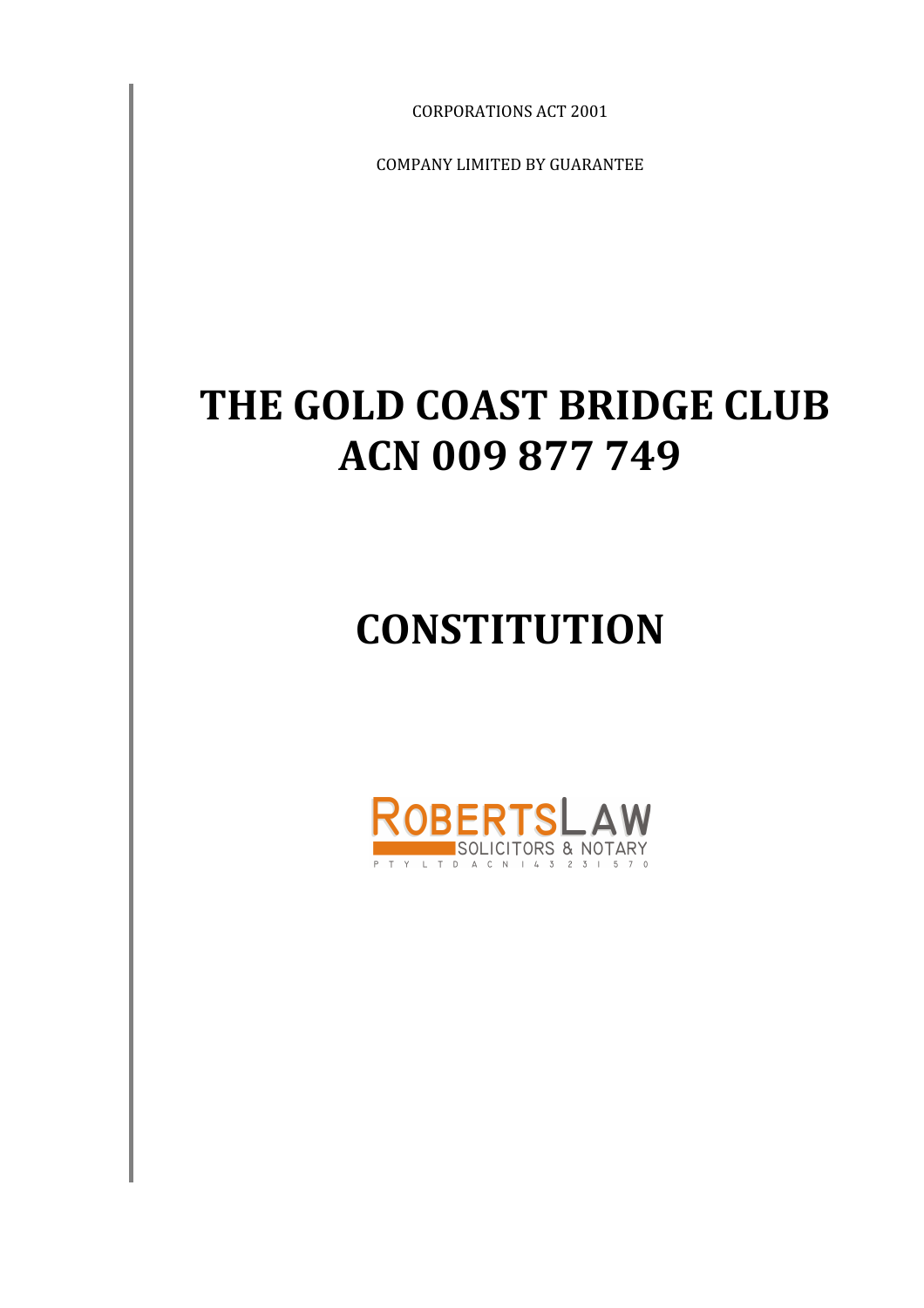CORPORATIONS ACT 2001

COMPANY LIMITED BY GUARANTEE

# THE GOLD COAST BRIDGE CLUB ACN 009 877 749

# CONSTITUTION

ROBERTSLAW
SOLICITORS & NOTARY
PTY LTD ACN 143 231 570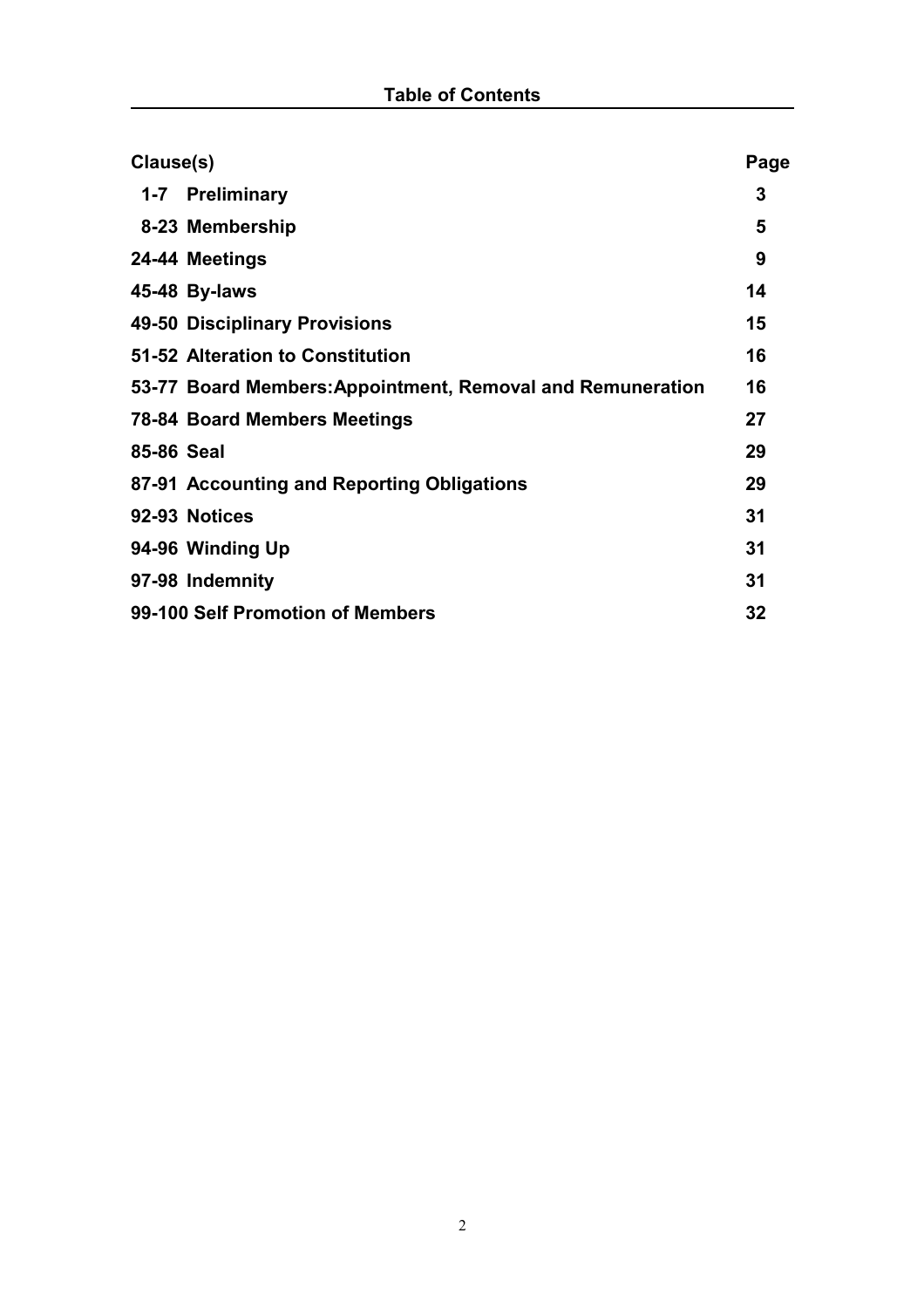## Table of Contents

| Clause(s) | Page |
|---|---|
| **1-7 Preliminary** | **3** |
| **8-23 Membership** | **5** |
| **24-44 Meetings** | **9** |
| **45-48 By-laws** | **14** |
| **49-50 Disciplinary Provisions** | **15** |
| **51-52 Alteration to Constitution** | **16** |
| **53-77 Board Members:Appointment, Removal and Remuneration** | **16** |
| **78-84 Board Members Meetings** | **27** |
| **85-86 Seal** | **29** |
| **87-91 Accounting and Reporting Obligations** | **29** |
| **92-93 Notices** | **31** |
| **94-96 Winding Up** | **31** |
| **97-98 Indemnity** | **31** |
| **99-100 Self Promotion of Members** | **32** |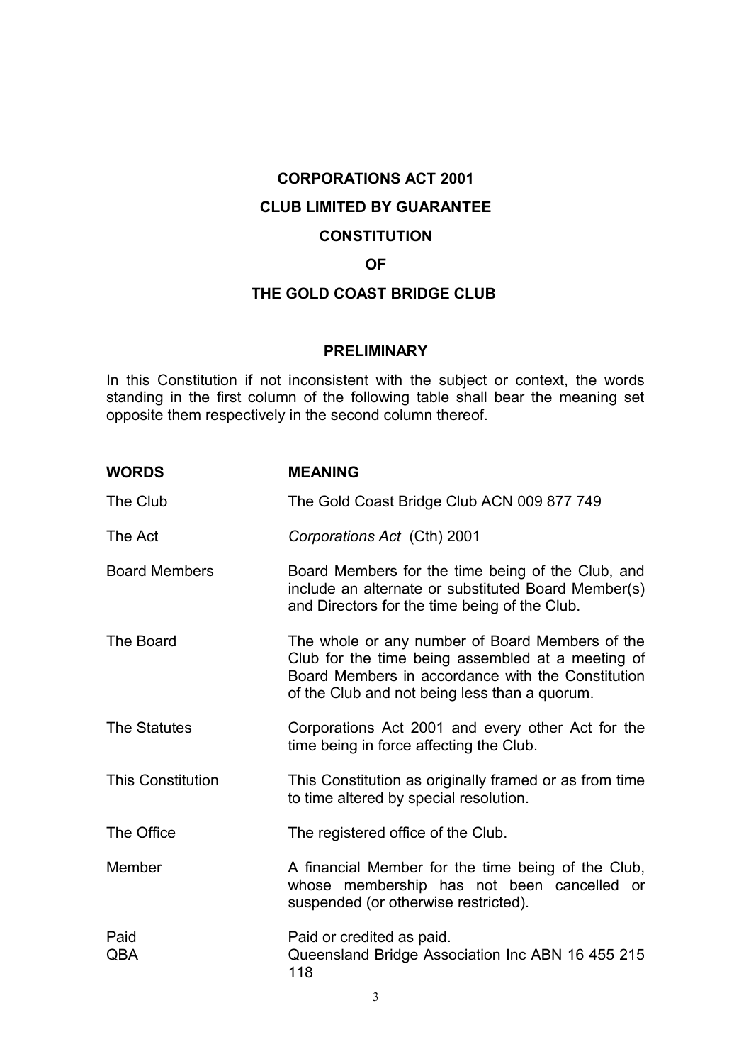# CORPORATIONS ACT 2001

# CLUB LIMITED BY GUARANTEE

# CONSTITUTION

# OF

# THE GOLD COAST BRIDGE CLUB

## PRELIMINARY

In this Constitution if not inconsistent with the subject or context, the words standing in the first column of the following table shall bear the meaning set opposite them respectively in the second column thereof.

| WORDS | MEANING |
| --- | --- |
| The Club | The Gold Coast Bridge Club ACN 009 877 749 |
| The Act | *Corporations Act* (Cth) 2001 |
| Board Members | Board Members for the time being of the Club, and include an alternate or substituted Board Member(s) and Directors for the time being of the Club. |
| The Board | The whole or any number of Board Members of the Club for the time being assembled at a meeting of Board Members in accordance with the Constitution of the Club and not being less than a quorum. |
| The Statutes | Corporations Act 2001 and every other Act for the time being in force affecting the Club. |
| This Constitution | This Constitution as originally framed or as from time to time altered by special resolution. |
| The Office | The registered office of the Club. |
| Member | A financial Member for the time being of the Club, whose membership has not been cancelled or suspended (or otherwise restricted). |
| Paid | Paid or credited as paid. |
| QBA | Queensland Bridge Association Inc ABN 16 455 215 118 |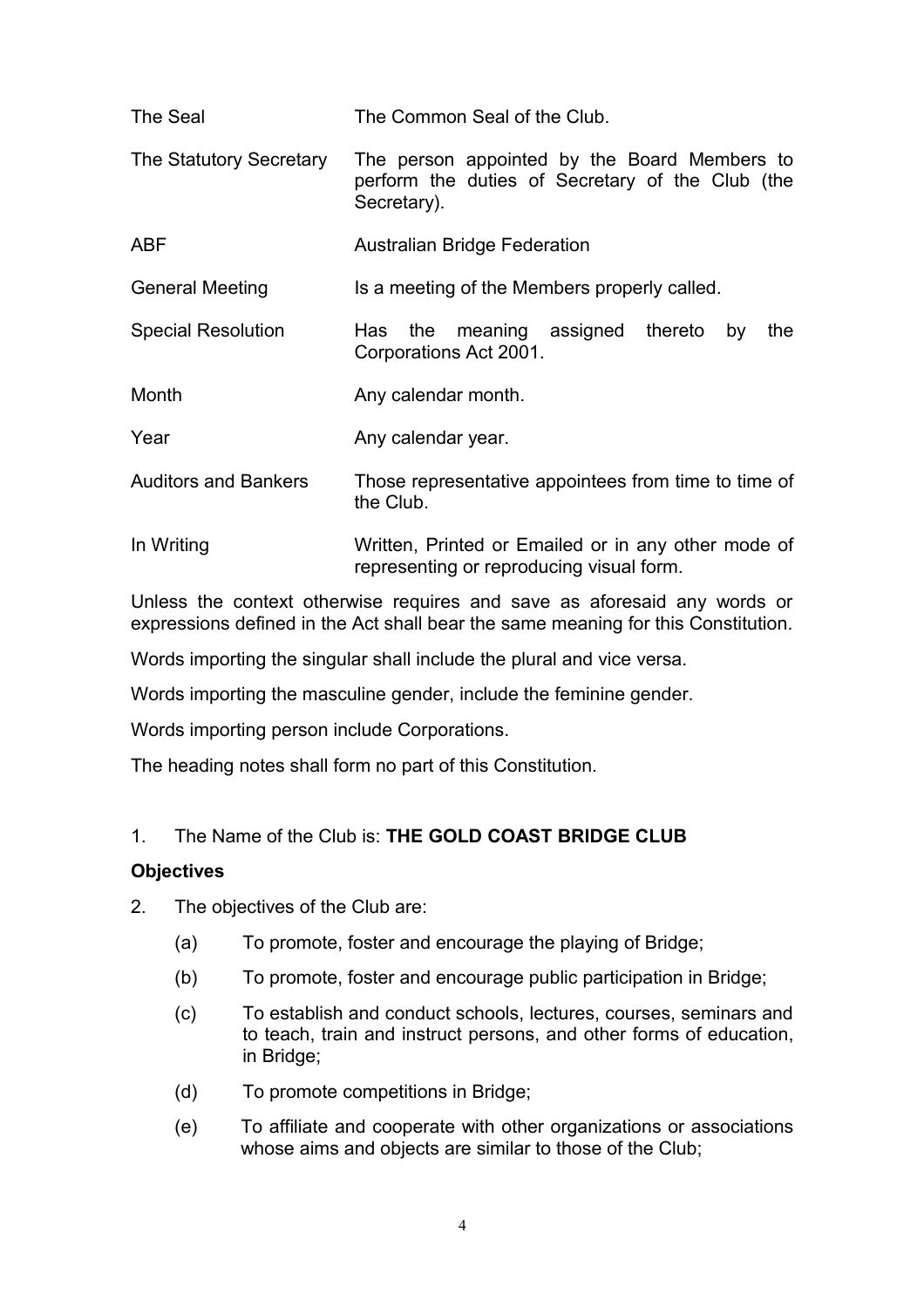| | |
|---|---|
| The Seal | The Common Seal of the Club. |
| The Statutory Secretary | The person appointed by the Board Members to perform the duties of Secretary of the Club (the Secretary). |
| ABF | Australian Bridge Federation |
| General Meeting | Is a meeting of the Members properly called. |
| Special Resolution | Has the meaning assigned thereto by the Corporations Act 2001. |
| Month | Any calendar month. |
| Year | Any calendar year. |
| Auditors and Bankers | Those representative appointees from time to time of the Club. |
| In Writing | Written, Printed or Emailed or in any other mode of representing or reproducing visual form. |

Unless the context otherwise requires and save as aforesaid any words or expressions defined in the Act shall bear the same meaning for this Constitution.

Words importing the singular shall include the plural and vice versa.

Words importing the masculine gender, include the feminine gender.

Words importing person include Corporations.

The heading notes shall form no part of this Constitution.

1. The Name of the Club is: **THE GOLD COAST BRIDGE CLUB**

**Objectives**

2. The objectives of the Club are:

   (a) To promote, foster and encourage the playing of Bridge;

   (b) To promote, foster and encourage public participation in Bridge;

   (c) To establish and conduct schools, lectures, courses, seminars and to teach, train and instruct persons, and other forms of education, in Bridge;

   (d) To promote competitions in Bridge;

   (e) To affiliate and cooperate with other organizations or associations whose aims and objects are similar to those of the Club;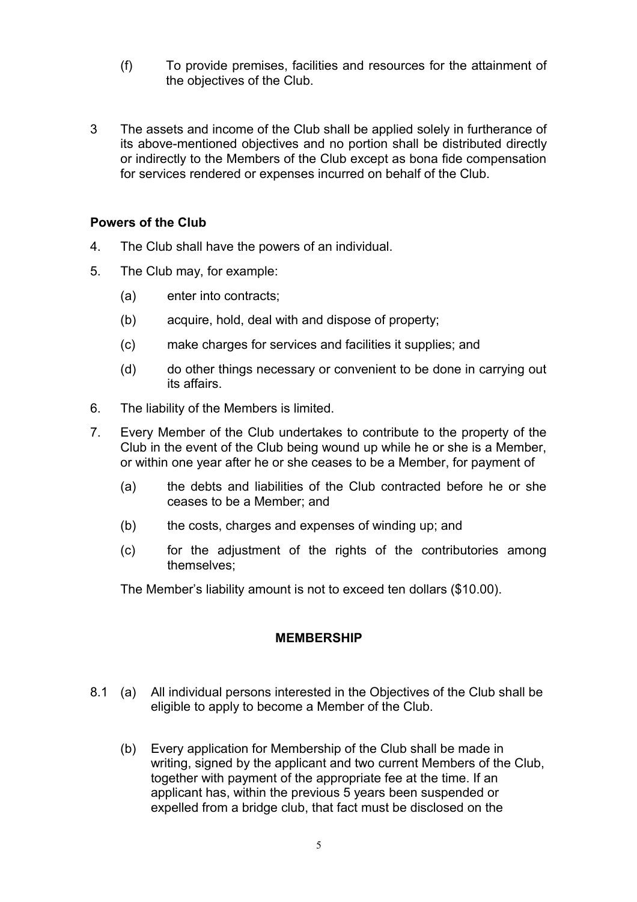(f) To provide premises, facilities and resources for the attainment of the objectives of the Club.

3 The assets and income of the Club shall be applied solely in furtherance of its above-mentioned objectives and no portion shall be distributed directly or indirectly to the Members of the Club except as bona fide compensation for services rendered or expenses incurred on behalf of the Club.

**Powers of the Club**

4. The Club shall have the powers of an individual.

5. The Club may, for example:

   (a) enter into contracts;

   (b) acquire, hold, deal with and dispose of property;

   (c) make charges for services and facilities it supplies; and

   (d) do other things necessary or convenient to be done in carrying out its affairs.

6. The liability of the Members is limited.

7. Every Member of the Club undertakes to contribute to the property of the Club in the event of the Club being wound up while he or she is a Member, or within one year after he or she ceases to be a Member, for payment of

   (a) the debts and liabilities of the Club contracted before he or she ceases to be a Member; and

   (b) the costs, charges and expenses of winding up; and

   (c) for the adjustment of the rights of the contributories among themselves;

   The Member's liability amount is not to exceed ten dollars ($10.00).

## MEMBERSHIP

8.1 (a) All individual persons interested in the Objectives of the Club shall be eligible to apply to become a Member of the Club.

(b) Every application for Membership of the Club shall be made in writing, signed by the applicant and two current Members of the Club, together with payment of the appropriate fee at the time. If an applicant has, within the previous 5 years been suspended or expelled from a bridge club, that fact must be disclosed on the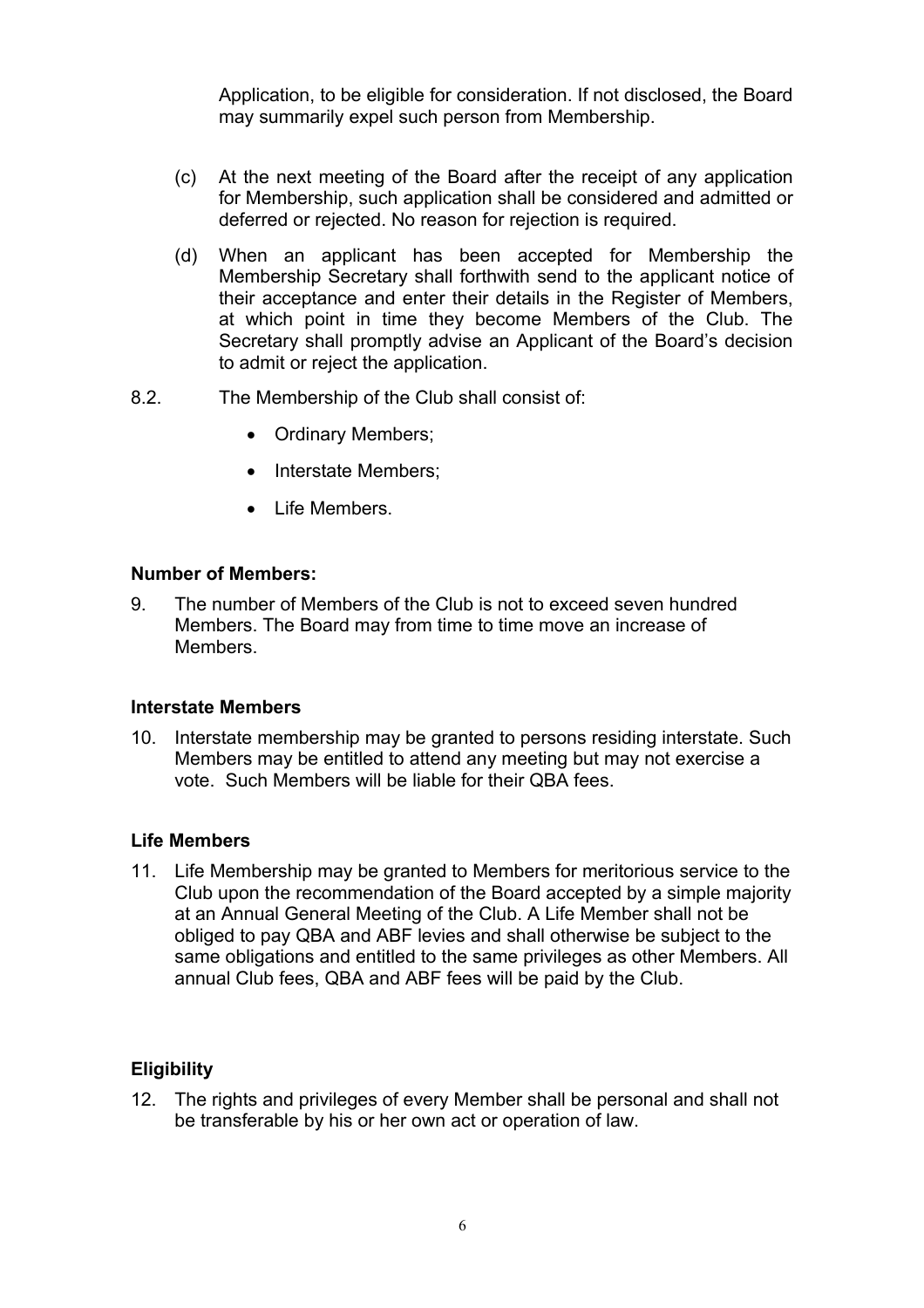Application, to be eligible for consideration. If not disclosed, the Board may summarily expel such person from Membership.

(c) At the next meeting of the Board after the receipt of any application for Membership, such application shall be considered and admitted or deferred or rejected. No reason for rejection is required.

(d) When an applicant has been accepted for Membership the Membership Secretary shall forthwith send to the applicant notice of their acceptance and enter their details in the Register of Members, at which point in time they become Members of the Club. The Secretary shall promptly advise an Applicant of the Board's decision to admit or reject the application.

8.2. The Membership of the Club shall consist of:

- Ordinary Members;
- Interstate Members;
- Life Members.

**Number of Members:**

9. The number of Members of the Club is not to exceed seven hundred Members. The Board may from time to time move an increase of Members.

**Interstate Members**

10. Interstate membership may be granted to persons residing interstate. Such Members may be entitled to attend any meeting but may not exercise a vote. Such Members will be liable for their QBA fees.

**Life Members**

11. Life Membership may be granted to Members for meritorious service to the Club upon the recommendation of the Board accepted by a simple majority at an Annual General Meeting of the Club. A Life Member shall not be obliged to pay QBA and ABF levies and shall otherwise be subject to the same obligations and entitled to the same privileges as other Members. All annual Club fees, QBA and ABF fees will be paid by the Club.

**Eligibility**

12. The rights and privileges of every Member shall be personal and shall not be transferable by his or her own act or operation of law.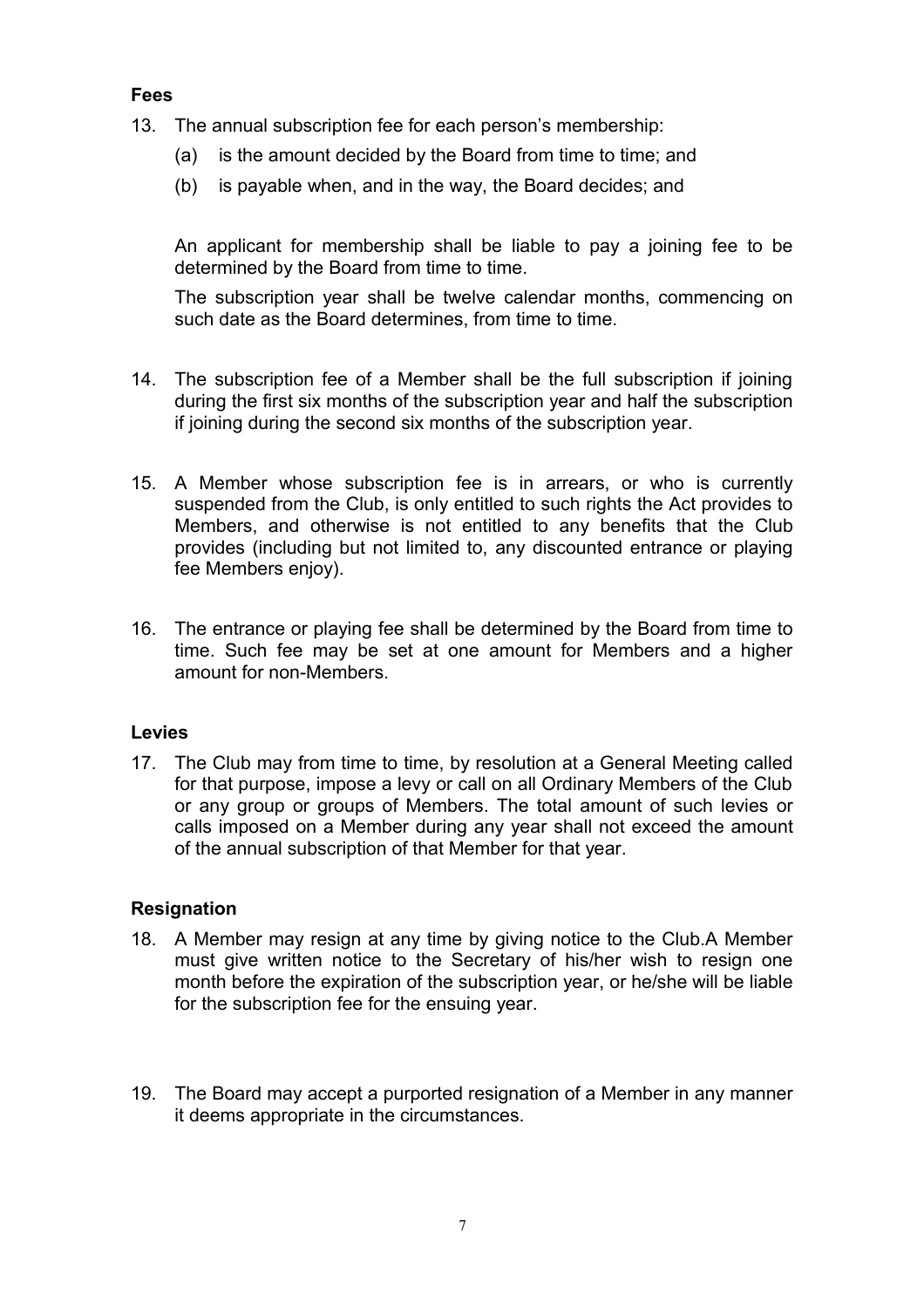**Fees**

13. The annual subscription fee for each person's membership:
    (a) is the amount decided by the Board from time to time; and
    (b) is payable when, and in the way, the Board decides; and

    An applicant for membership shall be liable to pay a joining fee to be determined by the Board from time to time.

    The subscription year shall be twelve calendar months, commencing on such date as the Board determines, from time to time.

14. The subscription fee of a Member shall be the full subscription if joining during the first six months of the subscription year and half the subscription if joining during the second six months of the subscription year.

15. A Member whose subscription fee is in arrears, or who is currently suspended from the Club, is only entitled to such rights the Act provides to Members, and otherwise is not entitled to any benefits that the Club provides (including but not limited to, any discounted entrance or playing fee Members enjoy).

16. The entrance or playing fee shall be determined by the Board from time to time. Such fee may be set at one amount for Members and a higher amount for non-Members.

**Levies**

17. The Club may from time to time, by resolution at a General Meeting called for that purpose, impose a levy or call on all Ordinary Members of the Club or any group or groups of Members. The total amount of such levies or calls imposed on a Member during any year shall not exceed the amount of the annual subscription of that Member for that year.

**Resignation**

18. A Member may resign at any time by giving notice to the Club.A Member must give written notice to the Secretary of his/her wish to resign one month before the expiration of the subscription year, or he/she will be liable for the subscription fee for the ensuing year.

19. The Board may accept a purported resignation of a Member in any manner it deems appropriate in the circumstances.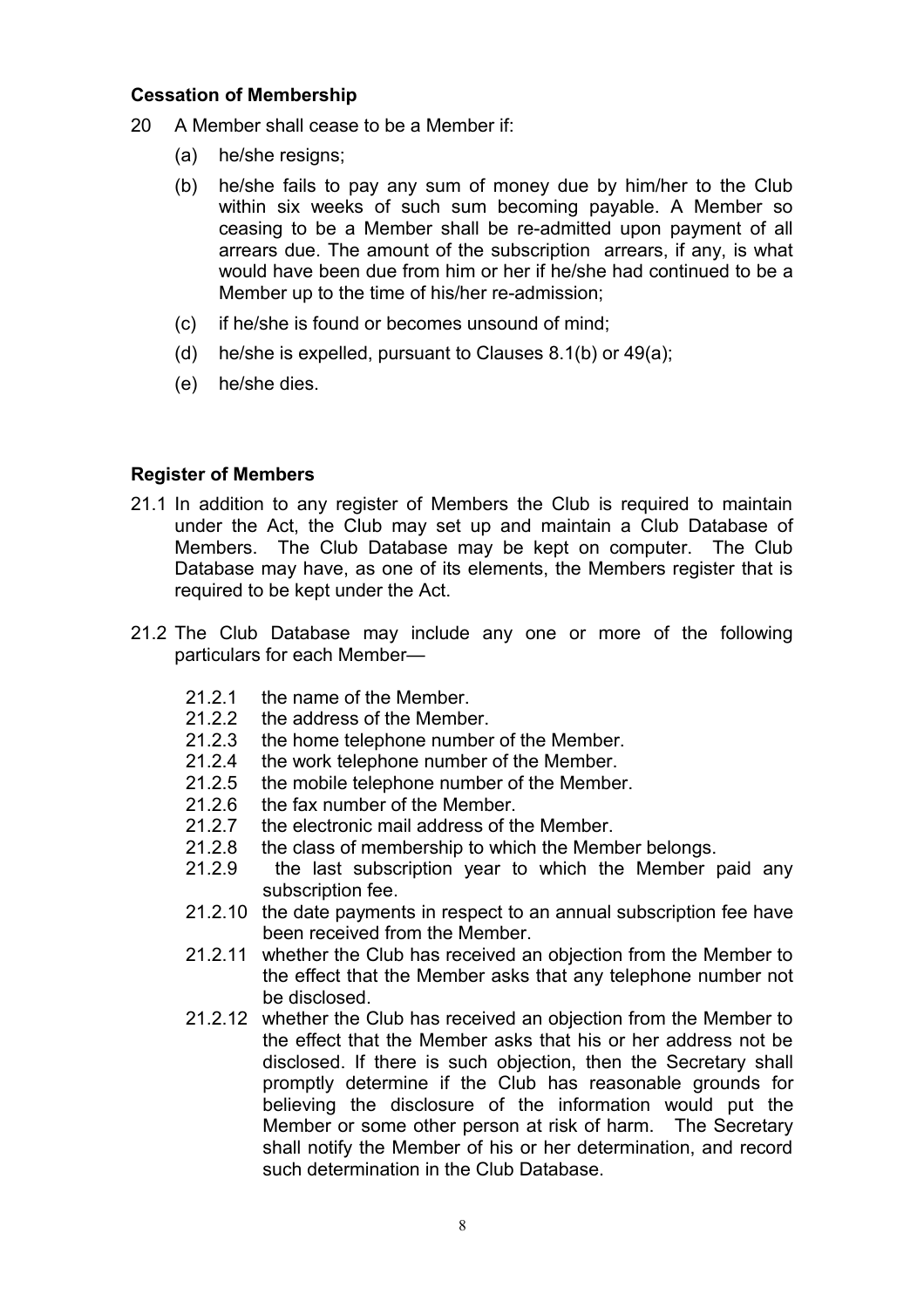**Cessation of Membership**

20 A Member shall cease to be a Member if:

(a) he/she resigns;

(b) he/she fails to pay any sum of money due by him/her to the Club within six weeks of such sum becoming payable. A Member so ceasing to be a Member shall be re-admitted upon payment of all arrears due. The amount of the subscription arrears, if any, is what would have been due from him or her if he/she had continued to be a Member up to the time of his/her re-admission;

(c) if he/she is found or becomes unsound of mind;

(d) he/she is expelled, pursuant to Clauses 8.1(b) or 49(a);

(e) he/she dies.

**Register of Members**

21.1 In addition to any register of Members the Club is required to maintain under the Act, the Club may set up and maintain a Club Database of Members. The Club Database may be kept on computer. The Club Database may have, as one of its elements, the Members register that is required to be kept under the Act.

21.2 The Club Database may include any one or more of the following particulars for each Member—

21.2.1 the name of the Member.

21.2.2 the address of the Member.

21.2.3 the home telephone number of the Member.

21.2.4 the work telephone number of the Member.

21.2.5 the mobile telephone number of the Member.

21.2.6 the fax number of the Member.

21.2.7 the electronic mail address of the Member.

21.2.8 the class of membership to which the Member belongs.

21.2.9 the last subscription year to which the Member paid any subscription fee.

21.2.10 the date payments in respect to an annual subscription fee have been received from the Member.

21.2.11 whether the Club has received an objection from the Member to the effect that the Member asks that any telephone number not be disclosed.

21.2.12 whether the Club has received an objection from the Member to the effect that the Member asks that his or her address not be disclosed. If there is such objection, then the Secretary shall promptly determine if the Club has reasonable grounds for believing the disclosure of the information would put the Member or some other person at risk of harm. The Secretary shall notify the Member of his or her determination, and record such determination in the Club Database.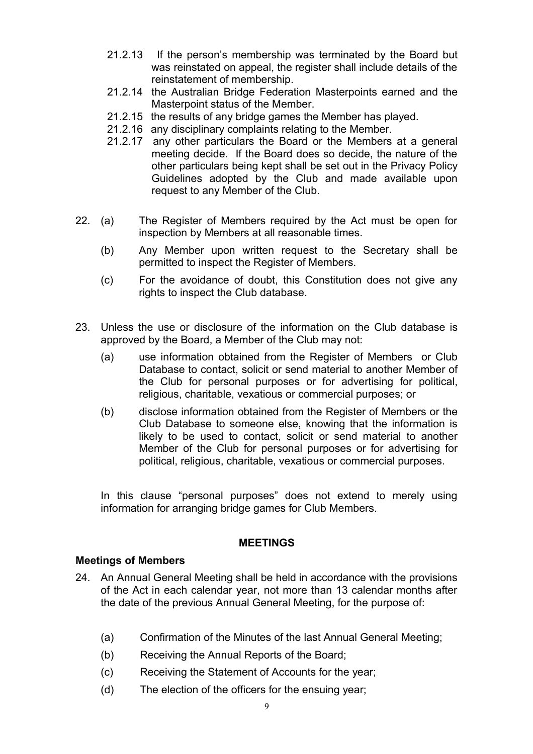- 21.2.13 If the person's membership was terminated by the Board but was reinstated on appeal, the register shall include details of the reinstatement of membership.
- 21.2.14 the Australian Bridge Federation Masterpoints earned and the Masterpoint status of the Member.
- 21.2.15 the results of any bridge games the Member has played.
- 21.2.16 any disciplinary complaints relating to the Member.
- 21.2.17 any other particulars the Board or the Members at a general meeting decide. If the Board does so decide, the nature of the other particulars being kept shall be set out in the Privacy Policy Guidelines adopted by the Club and made available upon request to any Member of the Club.

22. (a) The Register of Members required by the Act must be open for inspection by Members at all reasonable times.

    (b) Any Member upon written request to the Secretary shall be permitted to inspect the Register of Members.

    (c) For the avoidance of doubt, this Constitution does not give any rights to inspect the Club database.

23. Unless the use or disclosure of the information on the Club database is approved by the Board, a Member of the Club may not:

    (a) use information obtained from the Register of Members or Club Database to contact, solicit or send material to another Member of the Club for personal purposes or for advertising for political, religious, charitable, vexatious or commercial purposes; or

    (b) disclose information obtained from the Register of Members or the Club Database to someone else, knowing that the information is likely to be used to contact, solicit or send material to another Member of the Club for personal purposes or for advertising for political, religious, charitable, vexatious or commercial purposes.

    In this clause "personal purposes" does not extend to merely using information for arranging bridge games for Club Members.

## MEETINGS

### Meetings of Members

24. An Annual General Meeting shall be held in accordance with the provisions of the Act in each calendar year, not more than 13 calendar months after the date of the previous Annual General Meeting, for the purpose of:

    (a) Confirmation of the Minutes of the last Annual General Meeting;

    (b) Receiving the Annual Reports of the Board;

    (c) Receiving the Statement of Accounts for the year;

    (d) The election of the officers for the ensuing year;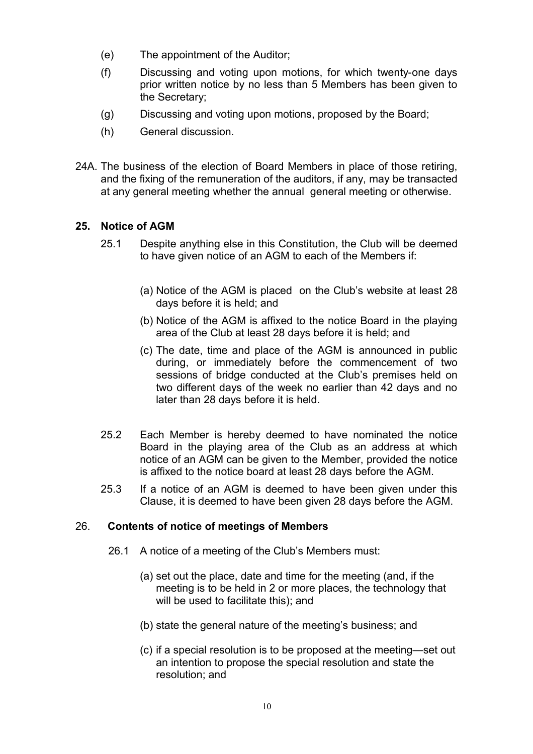(e) The appointment of the Auditor;

(f) Discussing and voting upon motions, for which twenty-one days prior written notice by no less than 5 Members has been given to the Secretary;

(g) Discussing and voting upon motions, proposed by the Board;

(h) General discussion.

24A. The business of the election of Board Members in place of those retiring, and the fixing of the remuneration of the auditors, if any, may be transacted at any general meeting whether the annual general meeting or otherwise.

## 25. Notice of AGM

25.1 Despite anything else in this Constitution, the Club will be deemed to have given notice of an AGM to each of the Members if:

(a) Notice of the AGM is placed on the Club's website at least 28 days before it is held; and

(b) Notice of the AGM is affixed to the notice Board in the playing area of the Club at least 28 days before it is held; and

(c) The date, time and place of the AGM is announced in public during, or immediately before the commencement of two sessions of bridge conducted at the Club's premises held on two different days of the week no earlier than 42 days and no later than 28 days before it is held.

25.2 Each Member is hereby deemed to have nominated the notice Board in the playing area of the Club as an address at which notice of an AGM can be given to the Member, provided the notice is affixed to the notice board at least 28 days before the AGM.

25.3 If a notice of an AGM is deemed to have been given under this Clause, it is deemed to have been given 28 days before the AGM.

## 26. Contents of notice of meetings of Members

26.1 A notice of a meeting of the Club's Members must:

(a) set out the place, date and time for the meeting (and, if the meeting is to be held in 2 or more places, the technology that will be used to facilitate this); and

(b) state the general nature of the meeting's business; and

(c) if a special resolution is to be proposed at the meeting—set out an intention to propose the special resolution and state the resolution; and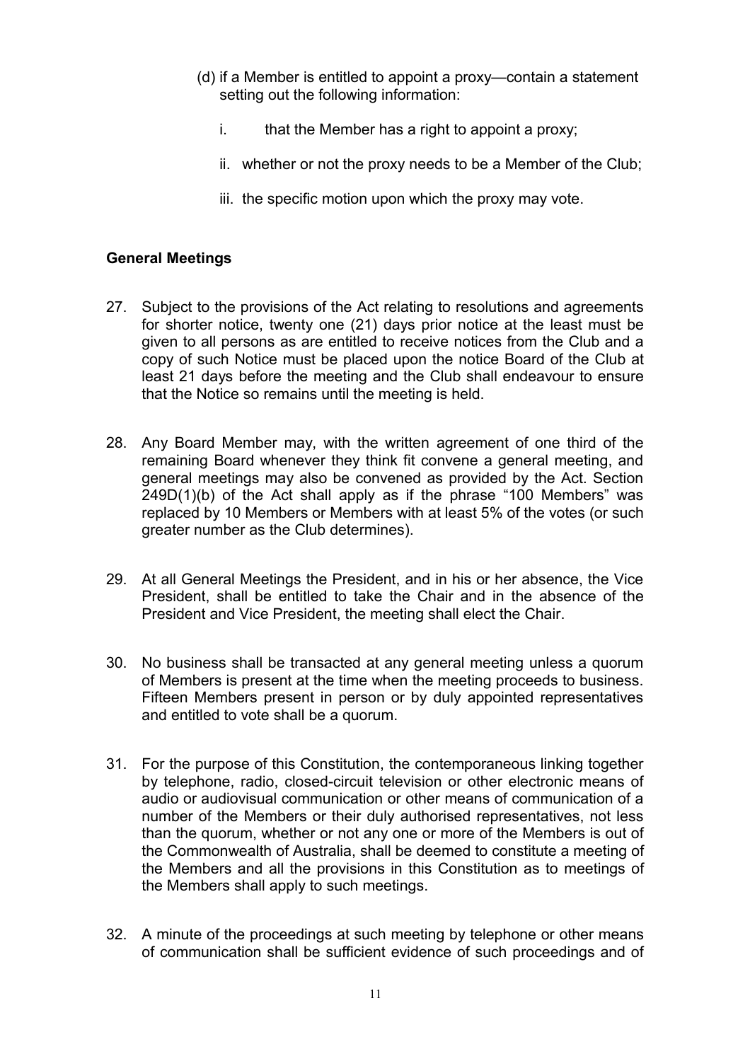(d) if a Member is entitled to appoint a proxy—contain a statement setting out the following information:

   i. that the Member has a right to appoint a proxy;

   ii. whether or not the proxy needs to be a Member of the Club;

   iii. the specific motion upon which the proxy may vote.

**General Meetings**

27. Subject to the provisions of the Act relating to resolutions and agreements for shorter notice, twenty one (21) days prior notice at the least must be given to all persons as are entitled to receive notices from the Club and a copy of such Notice must be placed upon the notice Board of the Club at least 21 days before the meeting and the Club shall endeavour to ensure that the Notice so remains until the meeting is held.

28. Any Board Member may, with the written agreement of one third of the remaining Board whenever they think fit convene a general meeting, and general meetings may also be convened as provided by the Act. Section 249D(1)(b) of the Act shall apply as if the phrase "100 Members" was replaced by 10 Members or Members with at least 5% of the votes (or such greater number as the Club determines).

29. At all General Meetings the President, and in his or her absence, the Vice President, shall be entitled to take the Chair and in the absence of the President and Vice President, the meeting shall elect the Chair.

30. No business shall be transacted at any general meeting unless a quorum of Members is present at the time when the meeting proceeds to business. Fifteen Members present in person or by duly appointed representatives and entitled to vote shall be a quorum.

31. For the purpose of this Constitution, the contemporaneous linking together by telephone, radio, closed-circuit television or other electronic means of audio or audiovisual communication or other means of communication of a number of the Members or their duly authorised representatives, not less than the quorum, whether or not any one or more of the Members is out of the Commonwealth of Australia, shall be deemed to constitute a meeting of the Members and all the provisions in this Constitution as to meetings of the Members shall apply to such meetings.

32. A minute of the proceedings at such meeting by telephone or other means of communication shall be sufficient evidence of such proceedings and of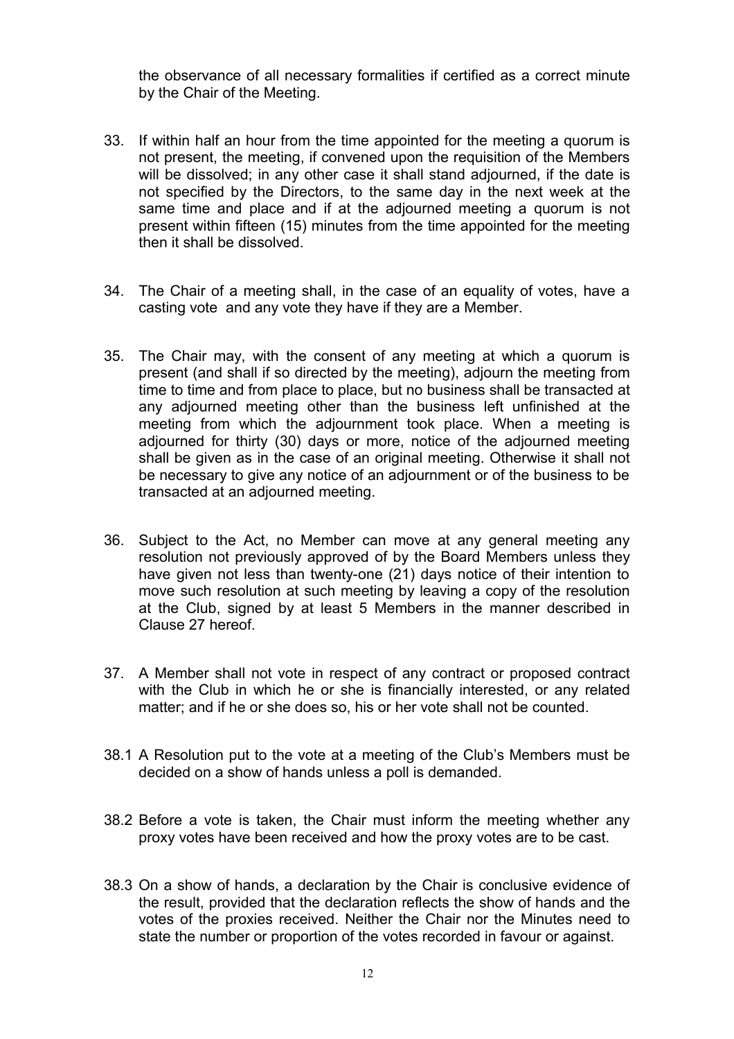the observance of all necessary formalities if certified as a correct minute by the Chair of the Meeting.

33. If within half an hour from the time appointed for the meeting a quorum is not present, the meeting, if convened upon the requisition of the Members will be dissolved; in any other case it shall stand adjourned, if the date is not specified by the Directors, to the same day in the next week at the same time and place and if at the adjourned meeting a quorum is not present within fifteen (15) minutes from the time appointed for the meeting then it shall be dissolved.

34. The Chair of a meeting shall, in the case of an equality of votes, have a casting vote and any vote they have if they are a Member.

35. The Chair may, with the consent of any meeting at which a quorum is present (and shall if so directed by the meeting), adjourn the meeting from time to time and from place to place, but no business shall be transacted at any adjourned meeting other than the business left unfinished at the meeting from which the adjournment took place. When a meeting is adjourned for thirty (30) days or more, notice of the adjourned meeting shall be given as in the case of an original meeting. Otherwise it shall not be necessary to give any notice of an adjournment or of the business to be transacted at an adjourned meeting.

36. Subject to the Act, no Member can move at any general meeting any resolution not previously approved of by the Board Members unless they have given not less than twenty-one (21) days notice of their intention to move such resolution at such meeting by leaving a copy of the resolution at the Club, signed by at least 5 Members in the manner described in Clause 27 hereof.

37. A Member shall not vote in respect of any contract or proposed contract with the Club in which he or she is financially interested, or any related matter; and if he or she does so, his or her vote shall not be counted.

38.1 A Resolution put to the vote at a meeting of the Club's Members must be decided on a show of hands unless a poll is demanded.

38.2 Before a vote is taken, the Chair must inform the meeting whether any proxy votes have been received and how the proxy votes are to be cast.

38.3 On a show of hands, a declaration by the Chair is conclusive evidence of the result, provided that the declaration reflects the show of hands and the votes of the proxies received. Neither the Chair nor the Minutes need to state the number or proportion of the votes recorded in favour or against.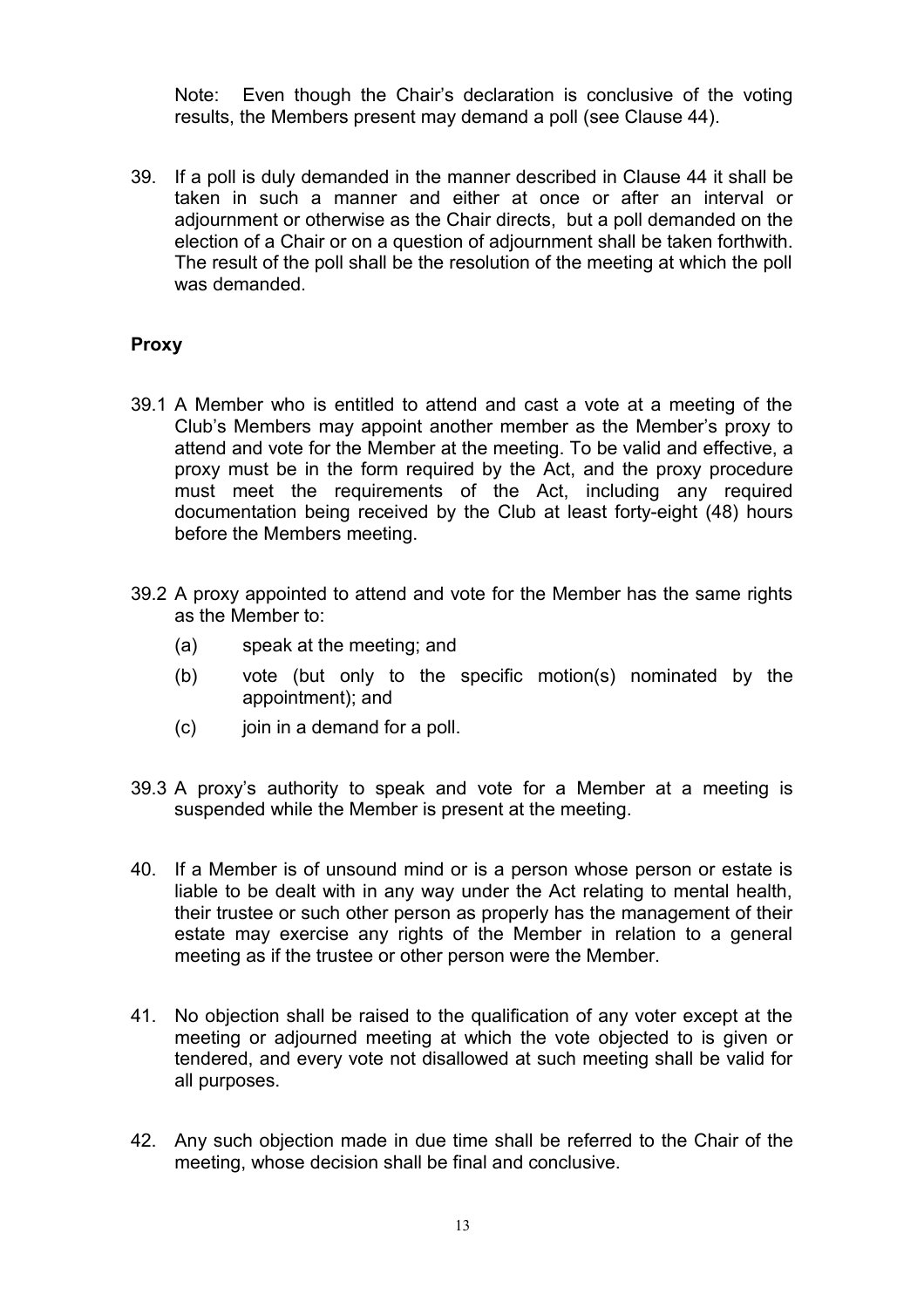Note: Even though the Chair's declaration is conclusive of the voting results, the Members present may demand a poll (see Clause 44).

39. If a poll is duly demanded in the manner described in Clause 44 it shall be taken in such a manner and either at once or after an interval or adjournment or otherwise as the Chair directs, but a poll demanded on the election of a Chair or on a question of adjournment shall be taken forthwith. The result of the poll shall be the resolution of the meeting at which the poll was demanded.

**Proxy**

39.1 A Member who is entitled to attend and cast a vote at a meeting of the Club's Members may appoint another member as the Member's proxy to attend and vote for the Member at the meeting. To be valid and effective, a proxy must be in the form required by the Act, and the proxy procedure must meet the requirements of the Act, including any required documentation being received by the Club at least forty-eight (48) hours before the Members meeting.

39.2 A proxy appointed to attend and vote for the Member has the same rights as the Member to:

(a) speak at the meeting; and

(b) vote (but only to the specific motion(s) nominated by the appointment); and

(c) join in a demand for a poll.

39.3 A proxy's authority to speak and vote for a Member at a meeting is suspended while the Member is present at the meeting.

40. If a Member is of unsound mind or is a person whose person or estate is liable to be dealt with in any way under the Act relating to mental health, their trustee or such other person as properly has the management of their estate may exercise any rights of the Member in relation to a general meeting as if the trustee or other person were the Member.

41. No objection shall be raised to the qualification of any voter except at the meeting or adjourned meeting at which the vote objected to is given or tendered, and every vote not disallowed at such meeting shall be valid for all purposes.

42. Any such objection made in due time shall be referred to the Chair of the meeting, whose decision shall be final and conclusive.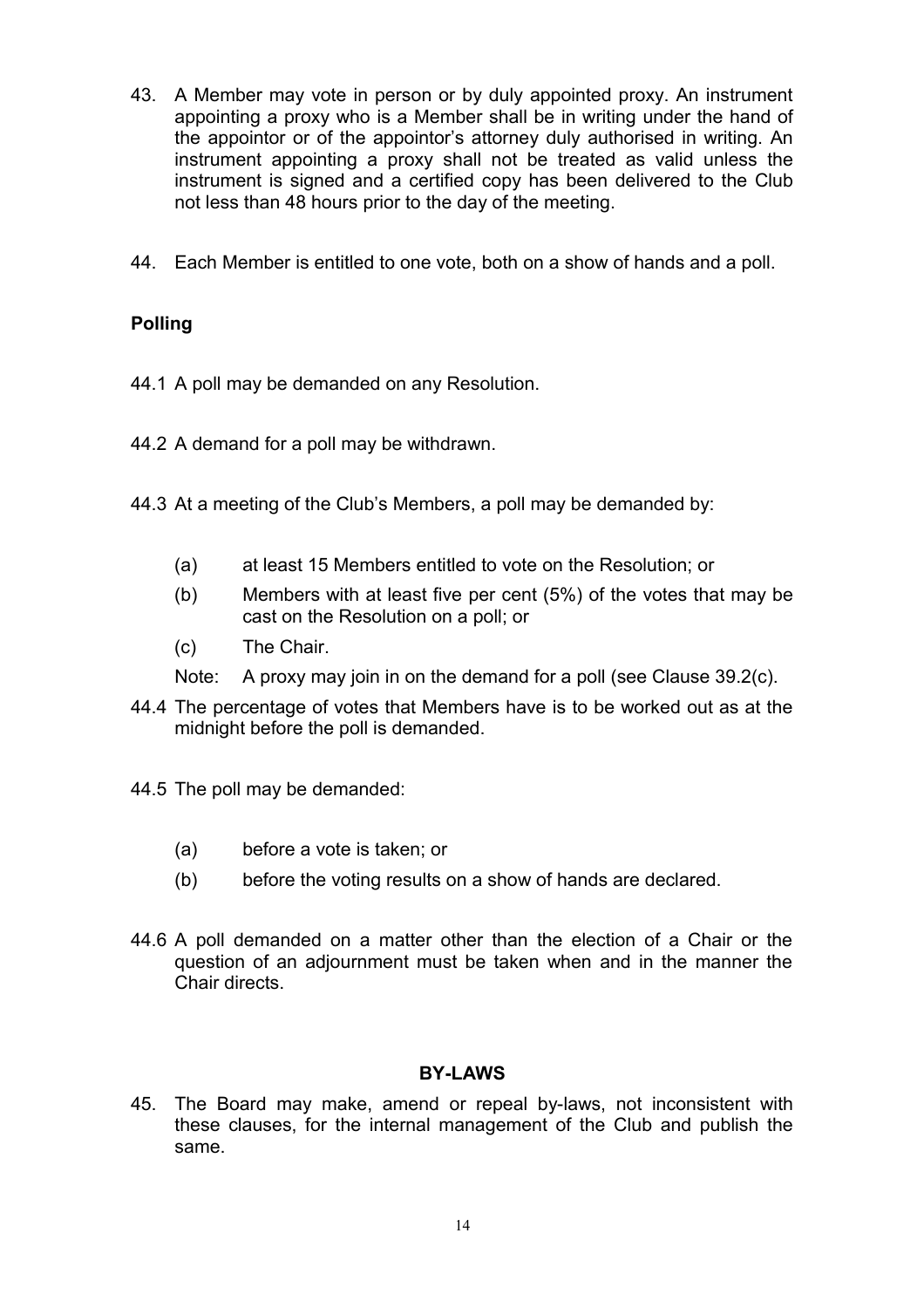43. A Member may vote in person or by duly appointed proxy. An instrument appointing a proxy who is a Member shall be in writing under the hand of the appointor or of the appointor's attorney duly authorised in writing. An instrument appointing a proxy shall not be treated as valid unless the instrument is signed and a certified copy has been delivered to the Club not less than 48 hours prior to the day of the meeting.

44. Each Member is entitled to one vote, both on a show of hands and a poll.

**Polling**

44.1 A poll may be demanded on any Resolution.

44.2 A demand for a poll may be withdrawn.

44.3 At a meeting of the Club's Members, a poll may be demanded by:

(a) at least 15 Members entitled to vote on the Resolution; or

(b) Members with at least five per cent (5%) of the votes that may be cast on the Resolution on a poll; or

(c) The Chair.

Note: A proxy may join in on the demand for a poll (see Clause 39.2(c).

44.4 The percentage of votes that Members have is to be worked out as at the midnight before the poll is demanded.

44.5 The poll may be demanded:

(a) before a vote is taken; or

(b) before the voting results on a show of hands are declared.

44.6 A poll demanded on a matter other than the election of a Chair or the question of an adjournment must be taken when and in the manner the Chair directs.

## BY-LAWS

45. The Board may make, amend or repeal by-laws, not inconsistent with these clauses, for the internal management of the Club and publish the same.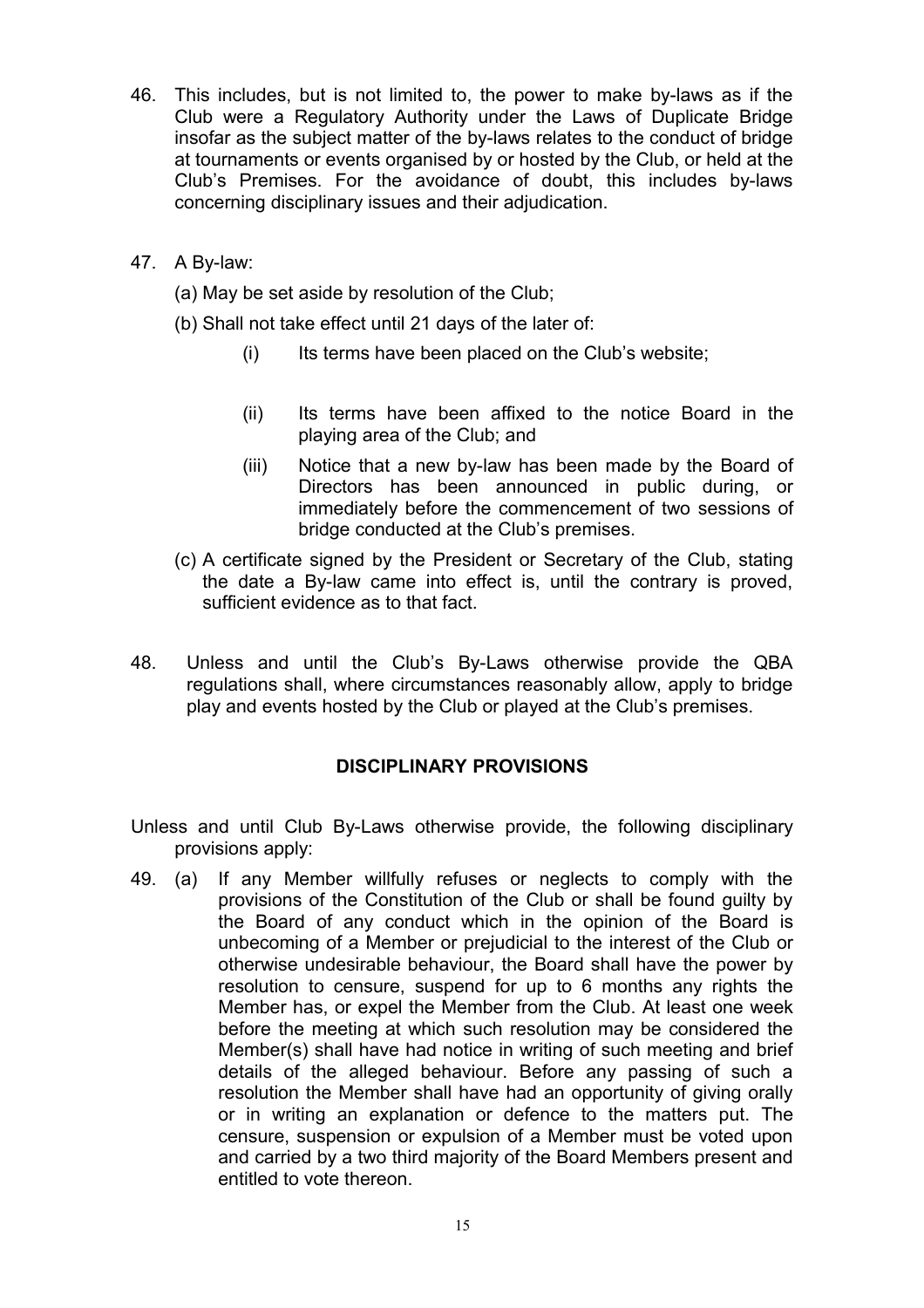46. This includes, but is not limited to, the power to make by-laws as if the Club were a Regulatory Authority under the Laws of Duplicate Bridge insofar as the subject matter of the by-laws relates to the conduct of bridge at tournaments or events organised by or hosted by the Club, or held at the Club's Premises. For the avoidance of doubt, this includes by-laws concerning disciplinary issues and their adjudication.

47. A By-law:

    (a) May be set aside by resolution of the Club;

    (b) Shall not take effect until 21 days of the later of:

    - (i) Its terms have been placed on the Club's website;
    - (ii) Its terms have been affixed to the notice Board in the playing area of the Club; and
    - (iii) Notice that a new by-law has been made by the Board of Directors has been announced in public during, or immediately before the commencement of two sessions of bridge conducted at the Club's premises.

    (c) A certificate signed by the President or Secretary of the Club, stating the date a By-law came into effect is, until the contrary is proved, sufficient evidence as to that fact.

48. Unless and until the Club's By-Laws otherwise provide the QBA regulations shall, where circumstances reasonably allow, apply to bridge play and events hosted by the Club or played at the Club's premises.

## DISCIPLINARY PROVISIONS

Unless and until Club By-Laws otherwise provide, the following disciplinary provisions apply:

49. (a) If any Member willfully refuses or neglects to comply with the provisions of the Constitution of the Club or shall be found guilty by the Board of any conduct which in the opinion of the Board is unbecoming of a Member or prejudicial to the interest of the Club or otherwise undesirable behaviour, the Board shall have the power by resolution to censure, suspend for up to 6 months any rights the Member has, or expel the Member from the Club. At least one week before the meeting at which such resolution may be considered the Member(s) shall have had notice in writing of such meeting and brief details of the alleged behaviour. Before any passing of such a resolution the Member shall have had an opportunity of giving orally or in writing an explanation or defence to the matters put. The censure, suspension or expulsion of a Member must be voted upon and carried by a two third majority of the Board Members present and entitled to vote thereon.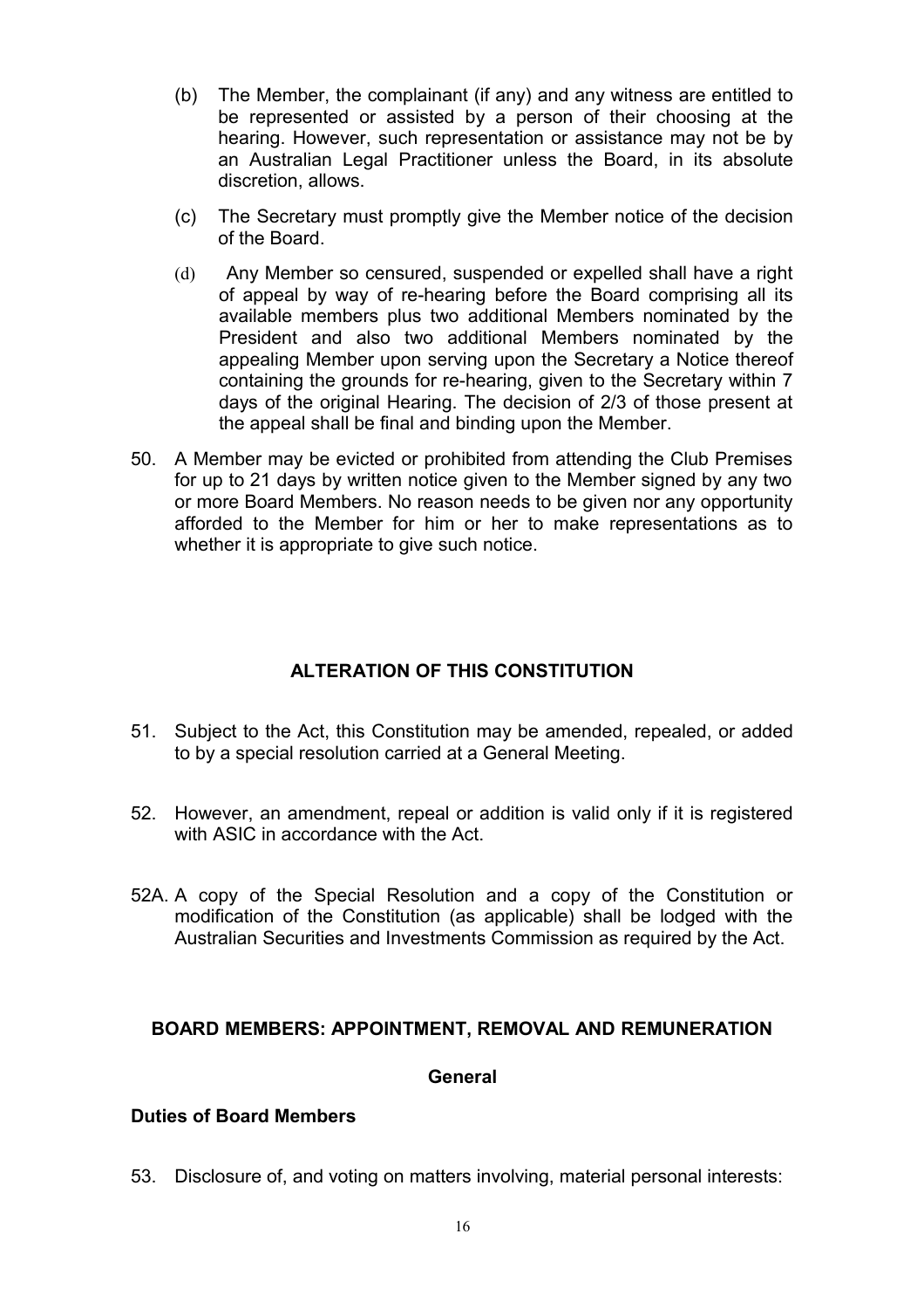(b) The Member, the complainant (if any) and any witness are entitled to be represented or assisted by a person of their choosing at the hearing. However, such representation or assistance may not be by an Australian Legal Practitioner unless the Board, in its absolute discretion, allows.

(c) The Secretary must promptly give the Member notice of the decision of the Board.

(d) Any Member so censured, suspended or expelled shall have a right of appeal by way of re-hearing before the Board comprising all its available members plus two additional Members nominated by the President and also two additional Members nominated by the appealing Member upon serving upon the Secretary a Notice thereof containing the grounds for re-hearing, given to the Secretary within 7 days of the original Hearing. The decision of 2/3 of those present at the appeal shall be final and binding upon the Member.

50. A Member may be evicted or prohibited from attending the Club Premises for up to 21 days by written notice given to the Member signed by any two or more Board Members. No reason needs to be given nor any opportunity afforded to the Member for him or her to make representations as to whether it is appropriate to give such notice.

## ALTERATION OF THIS CONSTITUTION

51. Subject to the Act, this Constitution may be amended, repealed, or added to by a special resolution carried at a General Meeting.

52. However, an amendment, repeal or addition is valid only if it is registered with ASIC in accordance with the Act.

52A. A copy of the Special Resolution and a copy of the Constitution or modification of the Constitution (as applicable) shall be lodged with the Australian Securities and Investments Commission as required by the Act.

## BOARD MEMBERS: APPOINTMENT, REMOVAL AND REMUNERATION

### General

**Duties of Board Members**

53. Disclosure of, and voting on matters involving, material personal interests: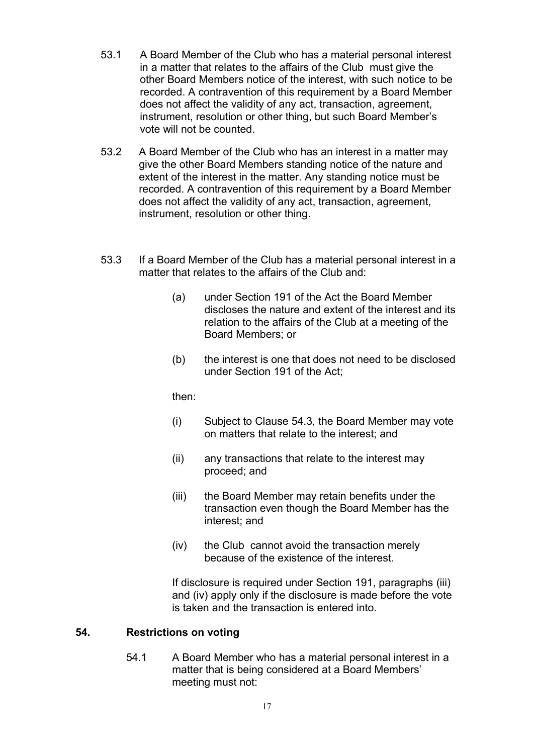53.1 A Board Member of the Club who has a material personal interest in a matter that relates to the affairs of the Club must give the other Board Members notice of the interest, with such notice to be recorded. A contravention of this requirement by a Board Member does not affect the validity of any act, transaction, agreement, instrument, resolution or other thing, but such Board Member's vote will not be counted.

53.2 A Board Member of the Club who has an interest in a matter may give the other Board Members standing notice of the nature and extent of the interest in the matter. Any standing notice must be recorded. A contravention of this requirement by a Board Member does not affect the validity of any act, transaction, agreement, instrument, resolution or other thing.

53.3 If a Board Member of the Club has a material personal interest in a matter that relates to the affairs of the Club and:

(a) under Section 191 of the Act the Board Member discloses the nature and extent of the interest and its relation to the affairs of the Club at a meeting of the Board Members; or

(b) the interest is one that does not need to be disclosed under Section 191 of the Act;

then:

(i) Subject to Clause 54.3, the Board Member may vote on matters that relate to the interest; and

(ii) any transactions that relate to the interest may proceed; and

(iii) the Board Member may retain benefits under the transaction even though the Board Member has the interest; and

(iv) the Club cannot avoid the transaction merely because of the existence of the interest.

If disclosure is required under Section 191, paragraphs (iii) and (iv) apply only if the disclosure is made before the vote is taken and the transaction is entered into.

## 54. Restrictions on voting

54.1 A Board Member who has a material personal interest in a matter that is being considered at a Board Members' meeting must not: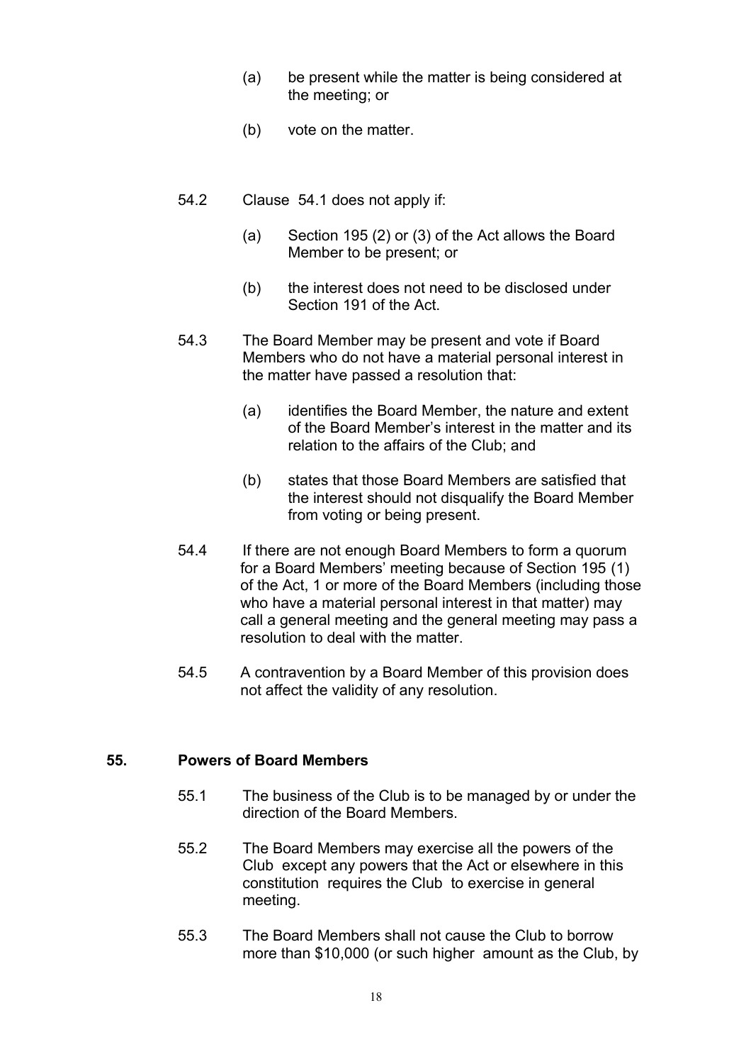(a) be present while the matter is being considered at the meeting; or

(b) vote on the matter.

54.2 Clause 54.1 does not apply if:

(a) Section 195 (2) or (3) of the Act allows the Board Member to be present; or

(b) the interest does not need to be disclosed under Section 191 of the Act.

54.3 The Board Member may be present and vote if Board Members who do not have a material personal interest in the matter have passed a resolution that:

(a) identifies the Board Member, the nature and extent of the Board Member's interest in the matter and its relation to the affairs of the Club; and

(b) states that those Board Members are satisfied that the interest should not disqualify the Board Member from voting or being present.

54.4 If there are not enough Board Members to form a quorum for a Board Members' meeting because of Section 195 (1) of the Act, 1 or more of the Board Members (including those who have a material personal interest in that matter) may call a general meeting and the general meeting may pass a resolution to deal with the matter.

54.5 A contravention by a Board Member of this provision does not affect the validity of any resolution.

## 55. Powers of Board Members

55.1 The business of the Club is to be managed by or under the direction of the Board Members.

55.2 The Board Members may exercise all the powers of the Club except any powers that the Act or elsewhere in this constitution requires the Club to exercise in general meeting.

55.3 The Board Members shall not cause the Club to borrow more than $10,000 (or such higher amount as the Club, by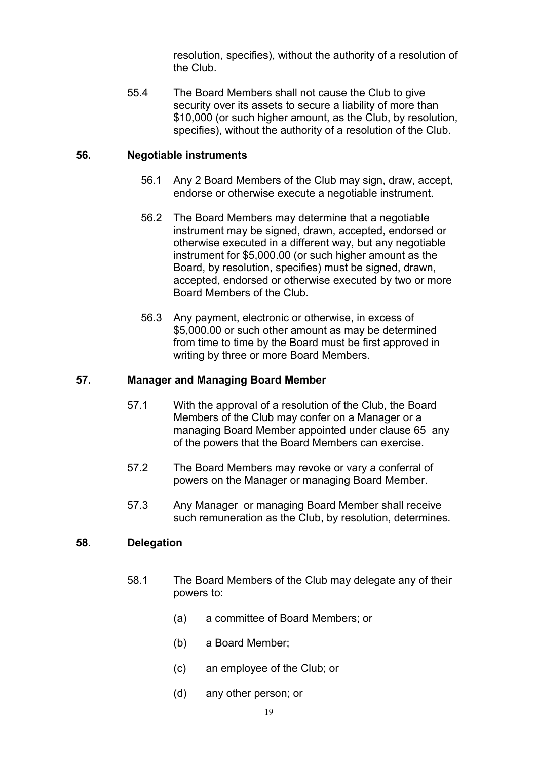resolution, specifies), without the authority of a resolution of the Club.

55.4 The Board Members shall not cause the Club to give security over its assets to secure a liability of more than $10,000 (or such higher amount, as the Club, by resolution, specifies), without the authority of a resolution of the Club.

## 56. Negotiable instruments

56.1 Any 2 Board Members of the Club may sign, draw, accept, endorse or otherwise execute a negotiable instrument.

56.2 The Board Members may determine that a negotiable instrument may be signed, drawn, accepted, endorsed or otherwise executed in a different way, but any negotiable instrument for $5,000.00 (or such higher amount as the Board, by resolution, specifies) must be signed, drawn, accepted, endorsed or otherwise executed by two or more Board Members of the Club.

56.3 Any payment, electronic or otherwise, in excess of $5,000.00 or such other amount as may be determined from time to time by the Board must be first approved in writing by three or more Board Members.

## 57. Manager and Managing Board Member

57.1 With the approval of a resolution of the Club, the Board Members of the Club may confer on a Manager or a managing Board Member appointed under clause 65 any of the powers that the Board Members can exercise.

57.2 The Board Members may revoke or vary a conferral of powers on the Manager or managing Board Member.

57.3 Any Manager or managing Board Member shall receive such remuneration as the Club, by resolution, determines.

## 58. Delegation

58.1 The Board Members of the Club may delegate any of their powers to:

(a) a committee of Board Members; or

(b) a Board Member;

(c) an employee of the Club; or

(d) any other person; or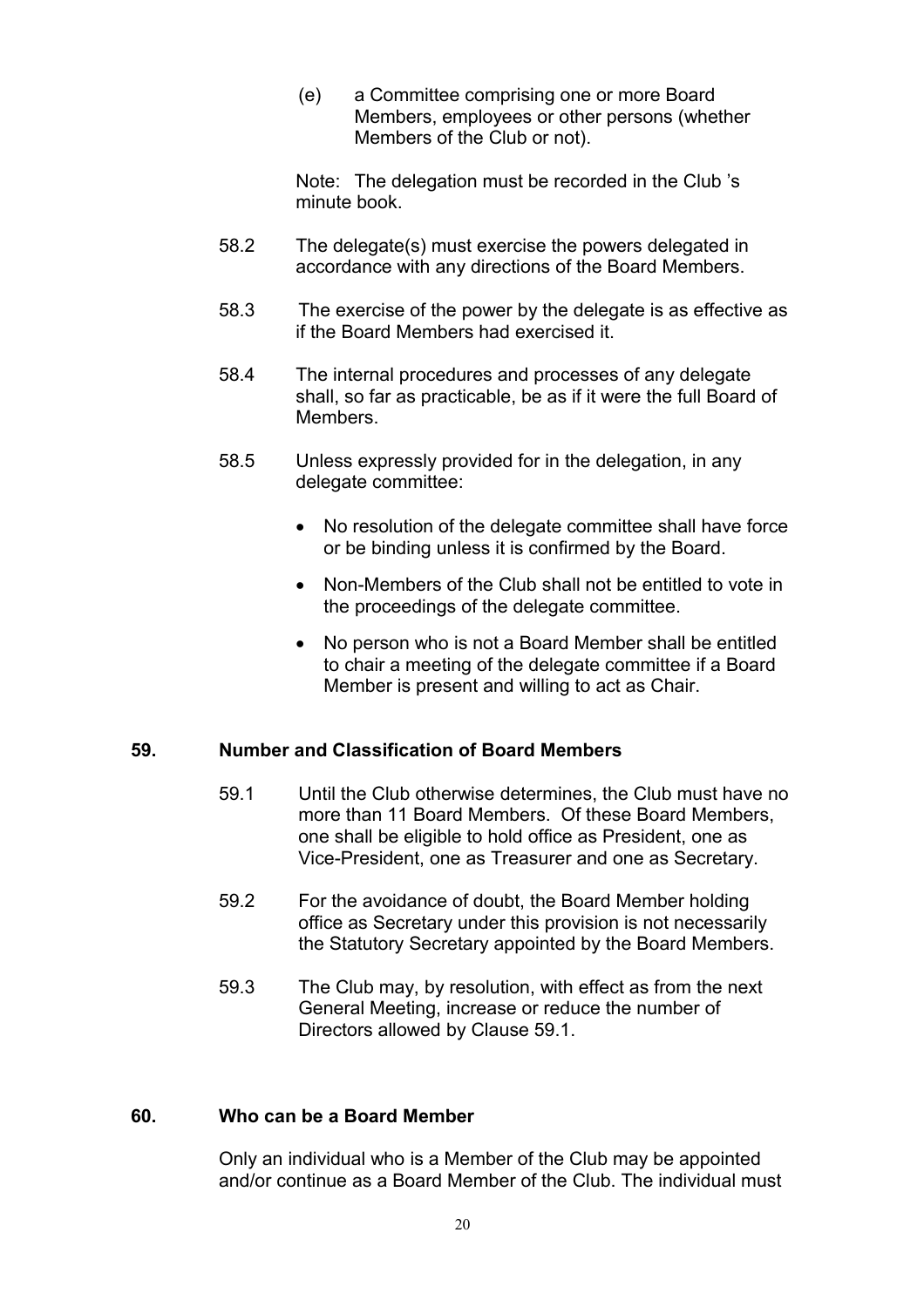(e) a Committee comprising one or more Board Members, employees or other persons (whether Members of the Club or not).

Note: The delegation must be recorded in the Club 's minute book.

58.2 The delegate(s) must exercise the powers delegated in accordance with any directions of the Board Members.

58.3 The exercise of the power by the delegate is as effective as if the Board Members had exercised it.

58.4 The internal procedures and processes of any delegate shall, so far as practicable, be as if it were the full Board of Members.

58.5 Unless expressly provided for in the delegation, in any delegate committee:

- No resolution of the delegate committee shall have force or be binding unless it is confirmed by the Board.
- Non-Members of the Club shall not be entitled to vote in the proceedings of the delegate committee.
- No person who is not a Board Member shall be entitled to chair a meeting of the delegate committee if a Board Member is present and willing to act as Chair.

## 59. Number and Classification of Board Members

59.1 Until the Club otherwise determines, the Club must have no more than 11 Board Members. Of these Board Members, one shall be eligible to hold office as President, one as Vice-President, one as Treasurer and one as Secretary.

59.2 For the avoidance of doubt, the Board Member holding office as Secretary under this provision is not necessarily the Statutory Secretary appointed by the Board Members.

59.3 The Club may, by resolution, with effect as from the next General Meeting, increase or reduce the number of Directors allowed by Clause 59.1.

## 60. Who can be a Board Member

Only an individual who is a Member of the Club may be appointed and/or continue as a Board Member of the Club. The individual must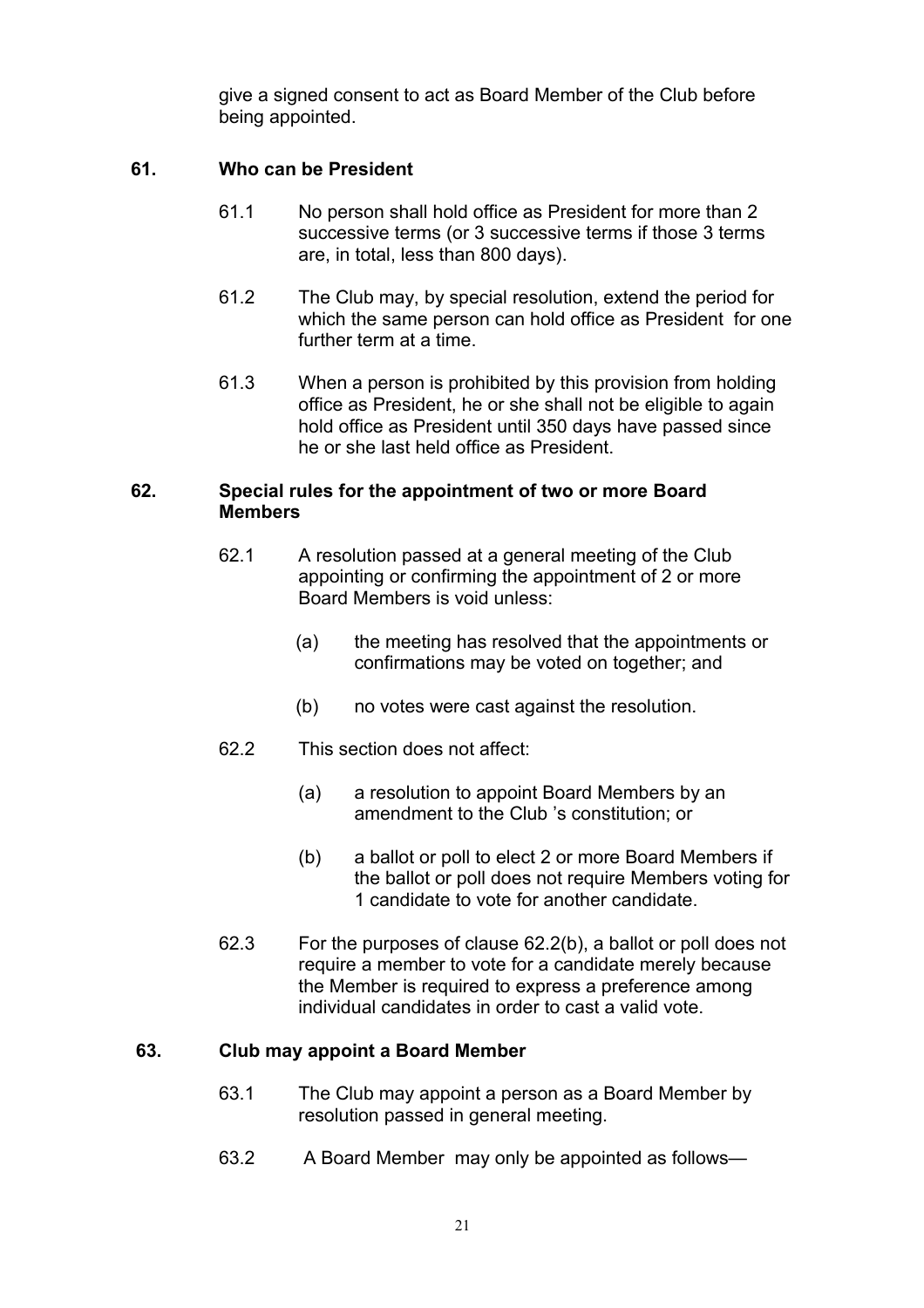give a signed consent to act as Board Member of the Club before being appointed.

## 61. Who can be President

61.1 No person shall hold office as President for more than 2 successive terms (or 3 successive terms if those 3 terms are, in total, less than 800 days).

61.2 The Club may, by special resolution, extend the period for which the same person can hold office as President for one further term at a time.

61.3 When a person is prohibited by this provision from holding office as President, he or she shall not be eligible to again hold office as President until 350 days have passed since he or she last held office as President.

## 62. Special rules for the appointment of two or more Board Members

62.1 A resolution passed at a general meeting of the Club appointing or confirming the appointment of 2 or more Board Members is void unless:

(a) the meeting has resolved that the appointments or confirmations may be voted on together; and

(b) no votes were cast against the resolution.

62.2 This section does not affect:

(a) a resolution to appoint Board Members by an amendment to the Club 's constitution; or

(b) a ballot or poll to elect 2 or more Board Members if the ballot or poll does not require Members voting for 1 candidate to vote for another candidate.

62.3 For the purposes of clause 62.2(b), a ballot or poll does not require a member to vote for a candidate merely because the Member is required to express a preference among individual candidates in order to cast a valid vote.

## 63. Club may appoint a Board Member

63.1 The Club may appoint a person as a Board Member by resolution passed in general meeting.

63.2 A Board Member may only be appointed as follows—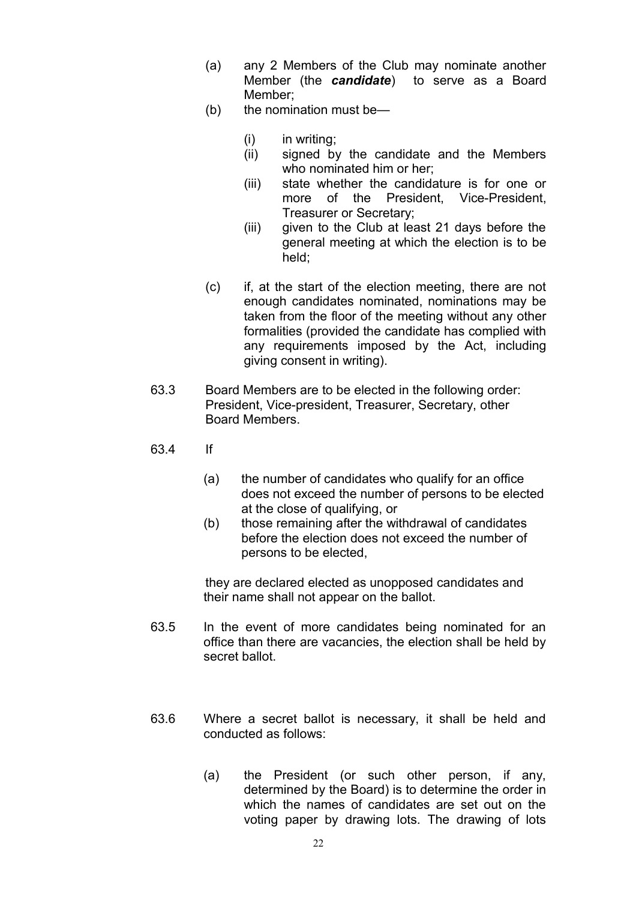(a) any 2 Members of the Club may nominate another Member (the ***candidate***) to serve as a Board Member;

(b) the nomination must be—

   (i) in writing;

   (ii) signed by the candidate and the Members who nominated him or her;

   (iii) state whether the candidature is for one or more of the President, Vice-President, Treasurer or Secretary;

   (iii) given to the Club at least 21 days before the general meeting at which the election is to be held;

(c) if, at the start of the election meeting, there are not enough candidates nominated, nominations may be taken from the floor of the meeting without any other formalities (provided the candidate has complied with any requirements imposed by the Act, including giving consent in writing).

63.3 Board Members are to be elected in the following order: President, Vice-president, Treasurer, Secretary, other Board Members.

63.4 If

(a) the number of candidates who qualify for an office does not exceed the number of persons to be elected at the close of qualifying, or

(b) those remaining after the withdrawal of candidates before the election does not exceed the number of persons to be elected,

they are declared elected as unopposed candidates and their name shall not appear on the ballot.

63.5 In the event of more candidates being nominated for an office than there are vacancies, the election shall be held by secret ballot.

63.6 Where a secret ballot is necessary, it shall be held and conducted as follows:

(a) the President (or such other person, if any, determined by the Board) is to determine the order in which the names of candidates are set out on the voting paper by drawing lots. The drawing of lots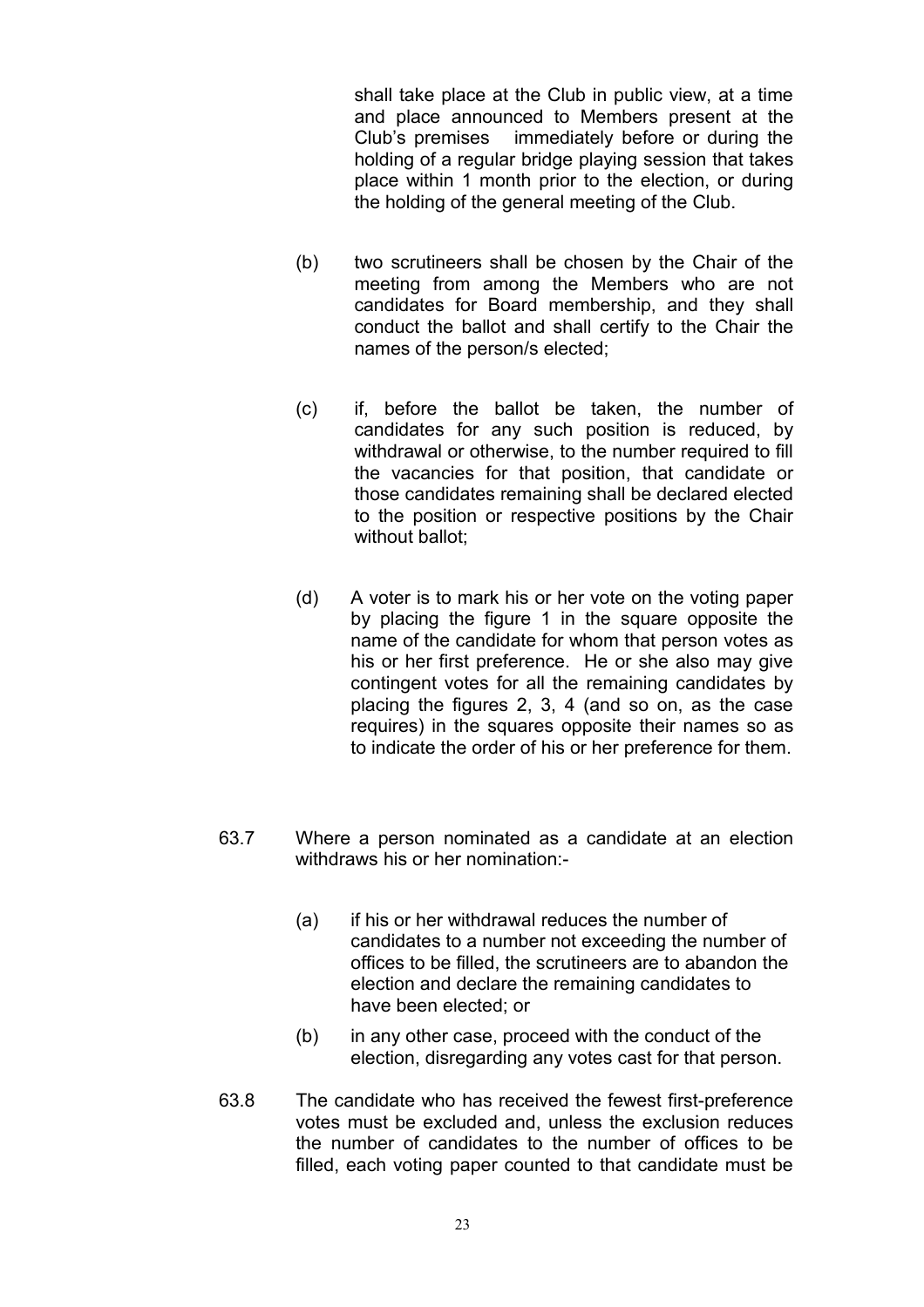shall take place at the Club in public view, at a time and place announced to Members present at the Club's premises immediately before or during the holding of a regular bridge playing session that takes place within 1 month prior to the election, or during the holding of the general meeting of the Club.

(b) two scrutineers shall be chosen by the Chair of the meeting from among the Members who are not candidates for Board membership, and they shall conduct the ballot and shall certify to the Chair the names of the person/s elected;

(c) if, before the ballot be taken, the number of candidates for any such position is reduced, by withdrawal or otherwise, to the number required to fill the vacancies for that position, that candidate or those candidates remaining shall be declared elected to the position or respective positions by the Chair without ballot;

(d) A voter is to mark his or her vote on the voting paper by placing the figure 1 in the square opposite the name of the candidate for whom that person votes as his or her first preference. He or she also may give contingent votes for all the remaining candidates by placing the figures 2, 3, 4 (and so on, as the case requires) in the squares opposite their names so as to indicate the order of his or her preference for them.

63.7 Where a person nominated as a candidate at an election withdraws his or her nomination:-

(a) if his or her withdrawal reduces the number of candidates to a number not exceeding the number of offices to be filled, the scrutineers are to abandon the election and declare the remaining candidates to have been elected; or

(b) in any other case, proceed with the conduct of the election, disregarding any votes cast for that person.

63.8 The candidate who has received the fewest first-preference votes must be excluded and, unless the exclusion reduces the number of candidates to the number of offices to be filled, each voting paper counted to that candidate must be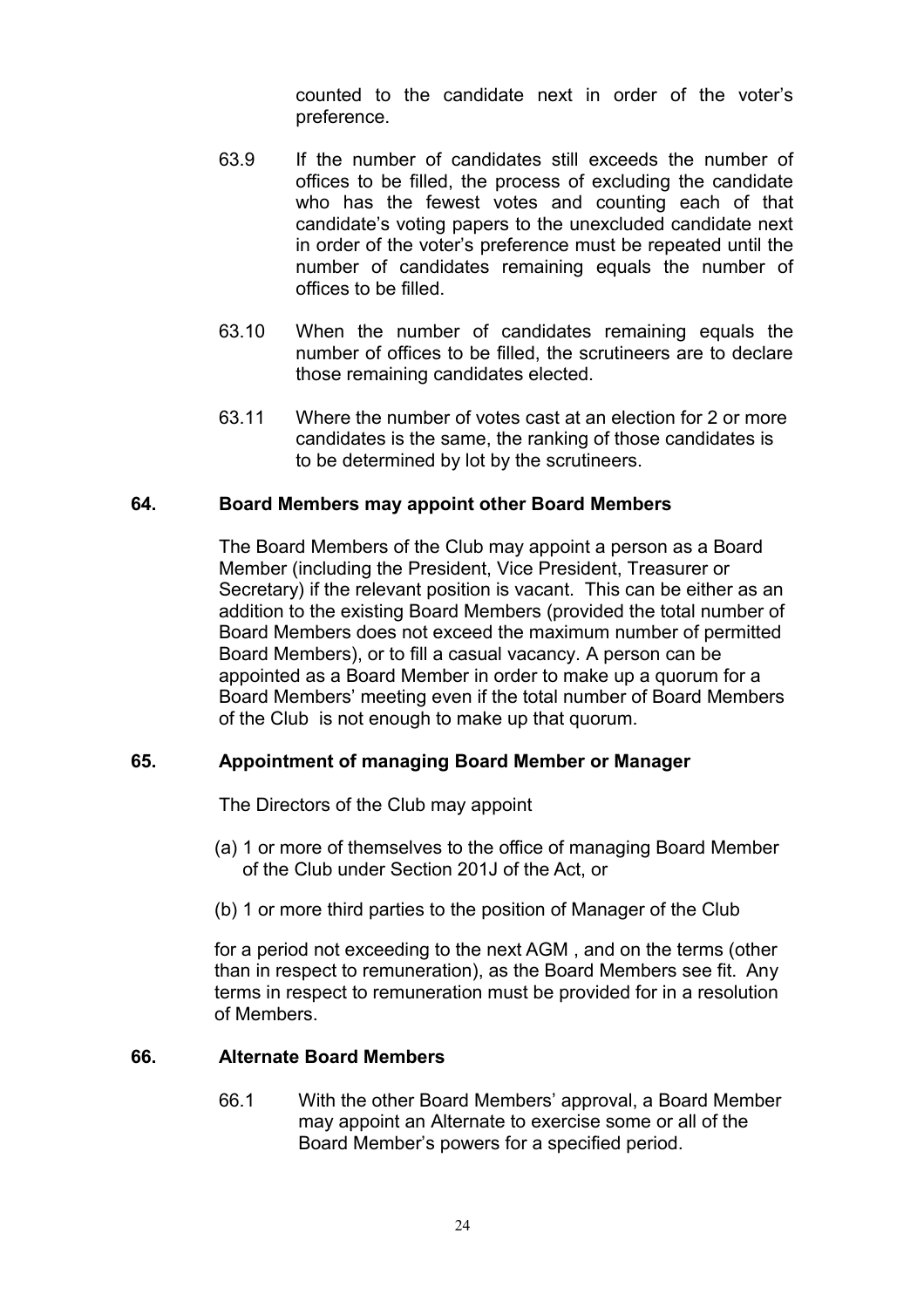counted to the candidate next in order of the voter's preference.

63.9 If the number of candidates still exceeds the number of offices to be filled, the process of excluding the candidate who has the fewest votes and counting each of that candidate's voting papers to the unexcluded candidate next in order of the voter's preference must be repeated until the number of candidates remaining equals the number of offices to be filled.

63.10 When the number of candidates remaining equals the number of offices to be filled, the scrutineers are to declare those remaining candidates elected.

63.11 Where the number of votes cast at an election for 2 or more candidates is the same, the ranking of those candidates is to be determined by lot by the scrutineers.

## 64. Board Members may appoint other Board Members

The Board Members of the Club may appoint a person as a Board Member (including the President, Vice President, Treasurer or Secretary) if the relevant position is vacant. This can be either as an addition to the existing Board Members (provided the total number of Board Members does not exceed the maximum number of permitted Board Members), or to fill a casual vacancy. A person can be appointed as a Board Member in order to make up a quorum for a Board Members' meeting even if the total number of Board Members of the Club is not enough to make up that quorum.

## 65. Appointment of managing Board Member or Manager

The Directors of the Club may appoint

(a) 1 or more of themselves to the office of managing Board Member of the Club under Section 201J of the Act, or

(b) 1 or more third parties to the position of Manager of the Club

for a period not exceeding to the next AGM , and on the terms (other than in respect to remuneration), as the Board Members see fit. Any terms in respect to remuneration must be provided for in a resolution of Members.

## 66. Alternate Board Members

66.1 With the other Board Members' approval, a Board Member may appoint an Alternate to exercise some or all of the Board Member's powers for a specified period.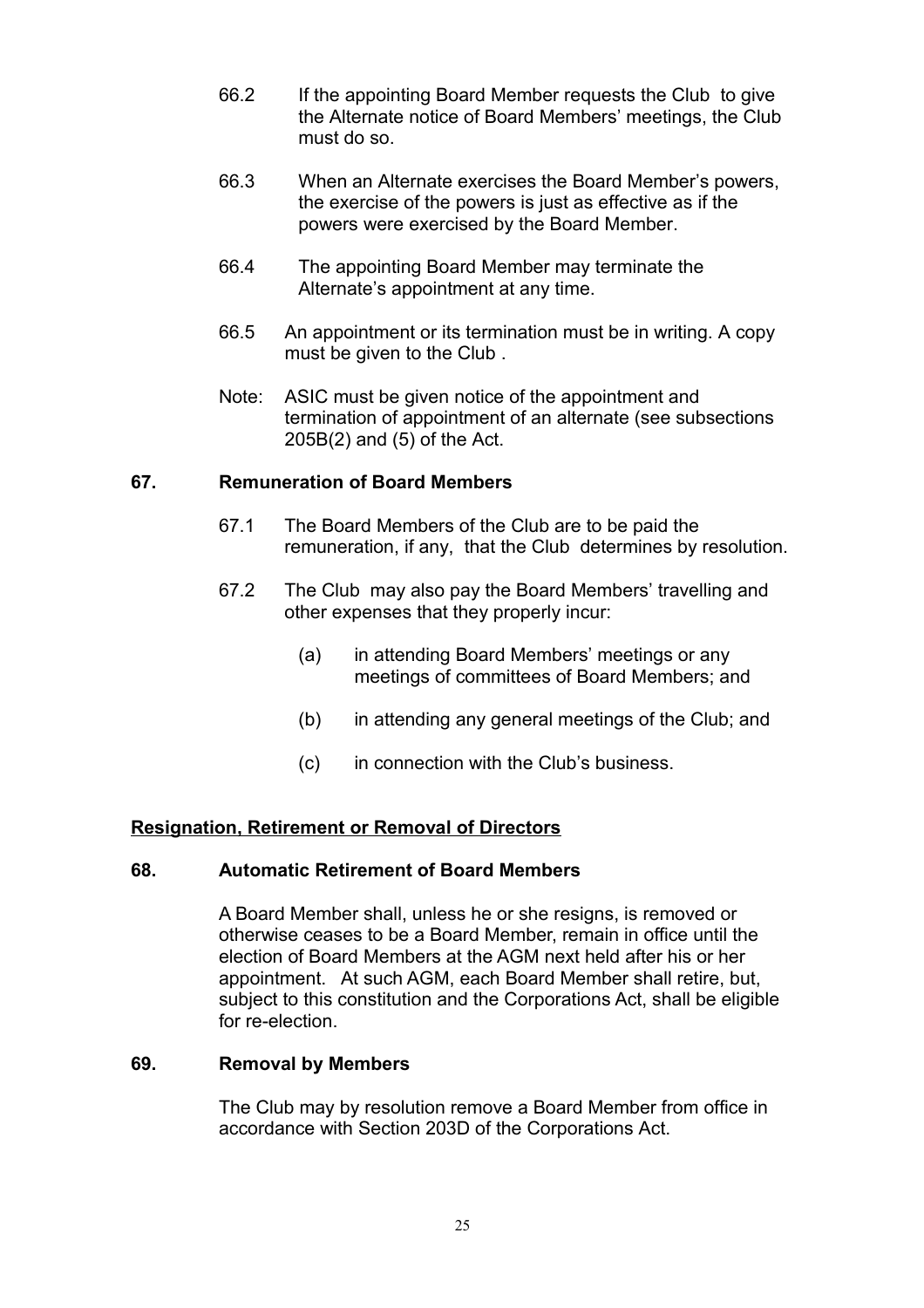66.2 If the appointing Board Member requests the Club to give the Alternate notice of Board Members' meetings, the Club must do so.

66.3 When an Alternate exercises the Board Member's powers, the exercise of the powers is just as effective as if the powers were exercised by the Board Member.

66.4 The appointing Board Member may terminate the Alternate's appointment at any time.

66.5 An appointment or its termination must be in writing. A copy must be given to the Club .

Note: ASIC must be given notice of the appointment and termination of appointment of an alternate (see subsections 205B(2) and (5) of the Act.

### 67. Remuneration of Board Members

67.1 The Board Members of the Club are to be paid the remuneration, if any, that the Club determines by resolution.

67.2 The Club may also pay the Board Members' travelling and other expenses that they properly incur:

(a) in attending Board Members' meetings or any meetings of committees of Board Members; and

(b) in attending any general meetings of the Club; and

(c) in connection with the Club's business.

## Resignation, Retirement or Removal of Directors

### 68. Automatic Retirement of Board Members

A Board Member shall, unless he or she resigns, is removed or otherwise ceases to be a Board Member, remain in office until the election of Board Members at the AGM next held after his or her appointment. At such AGM, each Board Member shall retire, but, subject to this constitution and the Corporations Act, shall be eligible for re-election.

### 69. Removal by Members

The Club may by resolution remove a Board Member from office in accordance with Section 203D of the Corporations Act.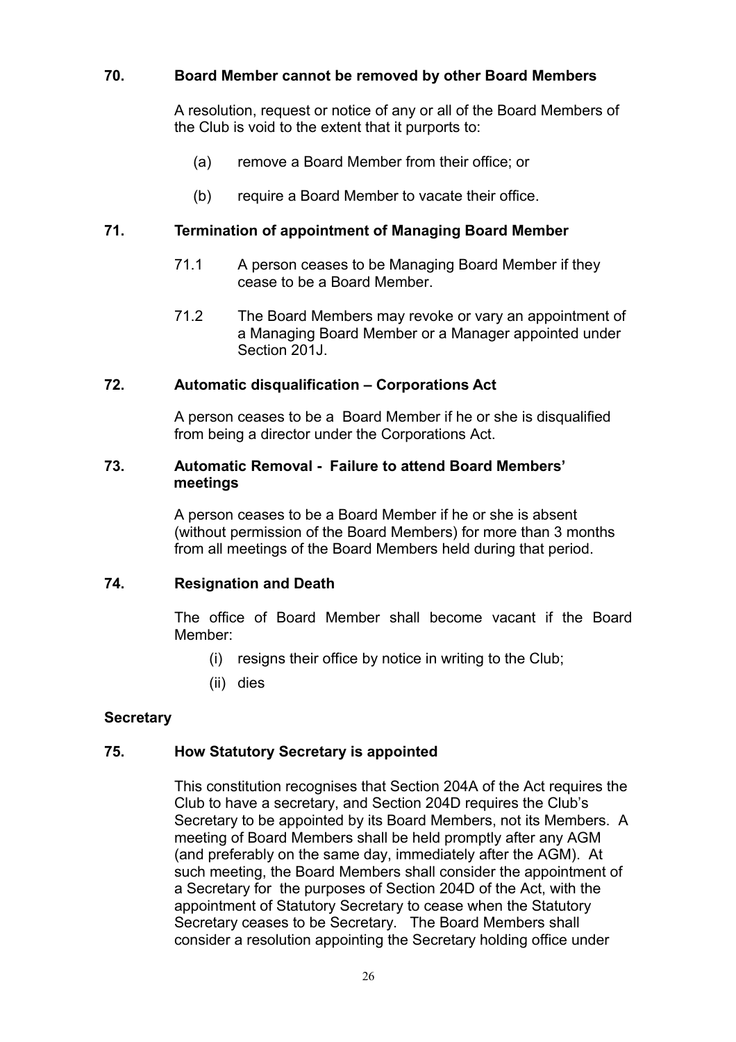### 70. Board Member cannot be removed by other Board Members

A resolution, request or notice of any or all of the Board Members of the Club is void to the extent that it purports to:

(a) remove a Board Member from their office; or

(b) require a Board Member to vacate their office.

### 71. Termination of appointment of Managing Board Member

71.1 A person ceases to be Managing Board Member if they cease to be a Board Member.

71.2 The Board Members may revoke or vary an appointment of a Managing Board Member or a Manager appointed under Section 201J.

### 72. Automatic disqualification – Corporations Act

A person ceases to be a Board Member if he or she is disqualified from being a director under the Corporations Act.

### 73. Automatic Removal - Failure to attend Board Members' meetings

A person ceases to be a Board Member if he or she is absent (without permission of the Board Members) for more than 3 months from all meetings of the Board Members held during that period.

### 74. Resignation and Death

The office of Board Member shall become vacant if the Board Member:

(i) resigns their office by notice in writing to the Club;

(ii) dies

## Secretary

### 75. How Statutory Secretary is appointed

This constitution recognises that Section 204A of the Act requires the Club to have a secretary, and Section 204D requires the Club's Secretary to be appointed by its Board Members, not its Members. A meeting of Board Members shall be held promptly after any AGM (and preferably on the same day, immediately after the AGM). At such meeting, the Board Members shall consider the appointment of a Secretary for the purposes of Section 204D of the Act, with the appointment of Statutory Secretary to cease when the Statutory Secretary ceases to be Secretary. The Board Members shall consider a resolution appointing the Secretary holding office under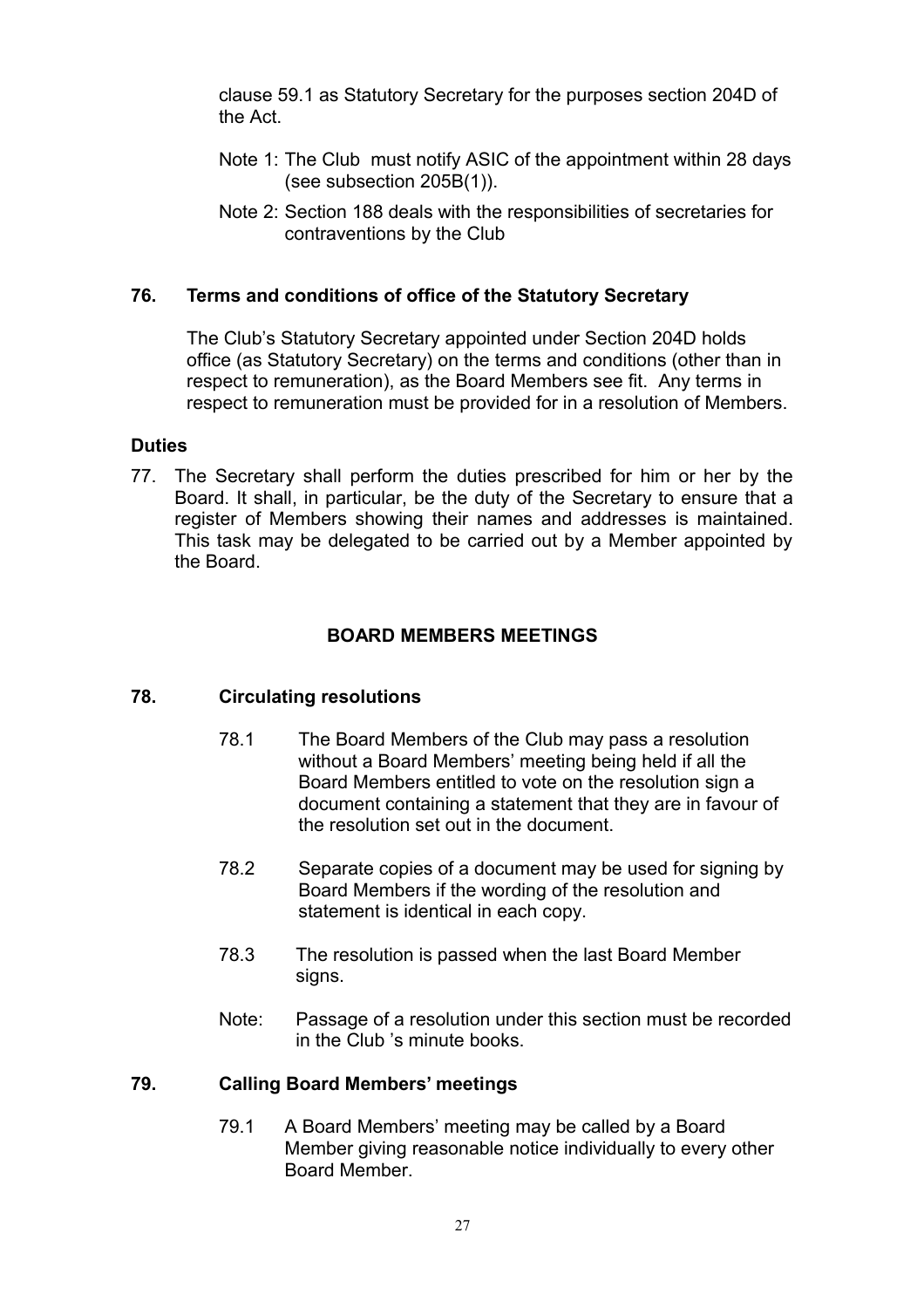clause 59.1 as Statutory Secretary for the purposes section 204D of the Act.

Note 1: The Club must notify ASIC of the appointment within 28 days (see subsection 205B(1)).

Note 2: Section 188 deals with the responsibilities of secretaries for contraventions by the Club

### 76. Terms and conditions of office of the Statutory Secretary

The Club's Statutory Secretary appointed under Section 204D holds office (as Statutory Secretary) on the terms and conditions (other than in respect to remuneration), as the Board Members see fit. Any terms in respect to remuneration must be provided for in a resolution of Members.

**Duties**

77. The Secretary shall perform the duties prescribed for him or her by the Board. It shall, in particular, be the duty of the Secretary to ensure that a register of Members showing their names and addresses is maintained. This task may be delegated to be carried out by a Member appointed by the Board.

## BOARD MEMBERS MEETINGS

### 78. Circulating resolutions

78.1 The Board Members of the Club may pass a resolution without a Board Members' meeting being held if all the Board Members entitled to vote on the resolution sign a document containing a statement that they are in favour of the resolution set out in the document.

78.2 Separate copies of a document may be used for signing by Board Members if the wording of the resolution and statement is identical in each copy.

78.3 The resolution is passed when the last Board Member signs.

Note: Passage of a resolution under this section must be recorded in the Club 's minute books.

### 79. Calling Board Members' meetings

79.1 A Board Members' meeting may be called by a Board Member giving reasonable notice individually to every other Board Member.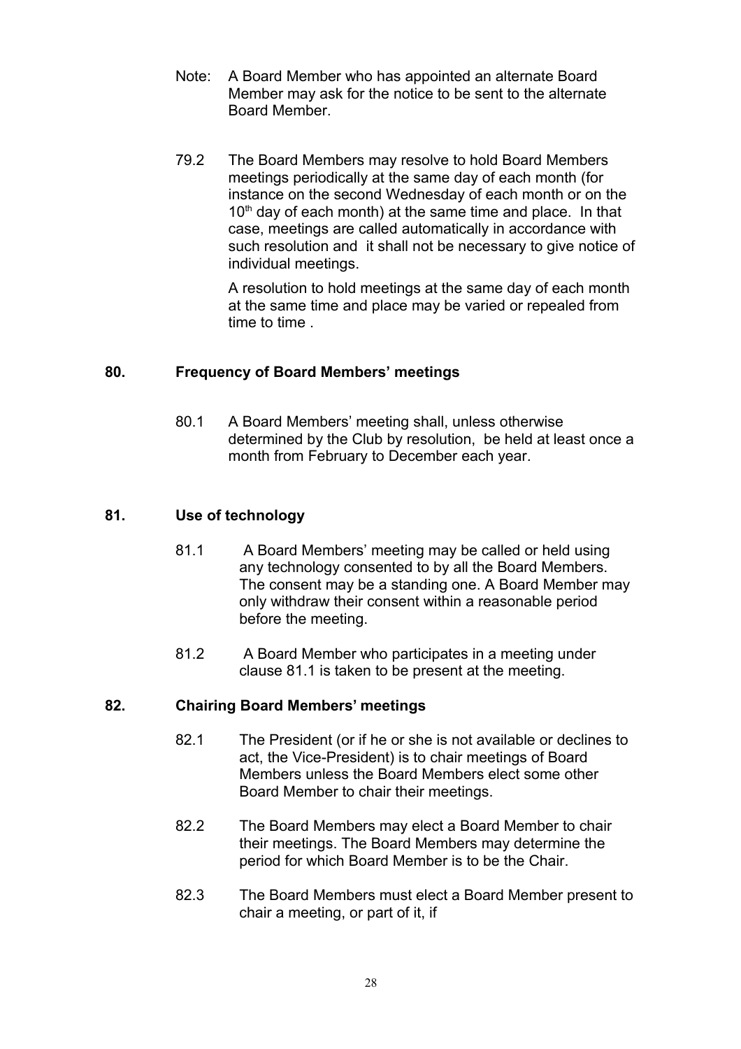Note: A Board Member who has appointed an alternate Board Member may ask for the notice to be sent to the alternate Board Member.

79.2 The Board Members may resolve to hold Board Members meetings periodically at the same day of each month (for instance on the second Wednesday of each month or on the 10th day of each month) at the same time and place. In that case, meetings are called automatically in accordance with such resolution and it shall not be necessary to give notice of individual meetings.

A resolution to hold meetings at the same day of each month at the same time and place may be varied or repealed from time to time .

### 80. Frequency of Board Members' meetings

80.1 A Board Members' meeting shall, unless otherwise determined by the Club by resolution, be held at least once a month from February to December each year.

### 81. Use of technology

81.1 A Board Members' meeting may be called or held using any technology consented to by all the Board Members. The consent may be a standing one. A Board Member may only withdraw their consent within a reasonable period before the meeting.

81.2 A Board Member who participates in a meeting under clause 81.1 is taken to be present at the meeting.

### 82. Chairing Board Members' meetings

82.1 The President (or if he or she is not available or declines to act, the Vice-President) is to chair meetings of Board Members unless the Board Members elect some other Board Member to chair their meetings.

82.2 The Board Members may elect a Board Member to chair their meetings. The Board Members may determine the period for which Board Member is to be the Chair.

82.3 The Board Members must elect a Board Member present to chair a meeting, or part of it, if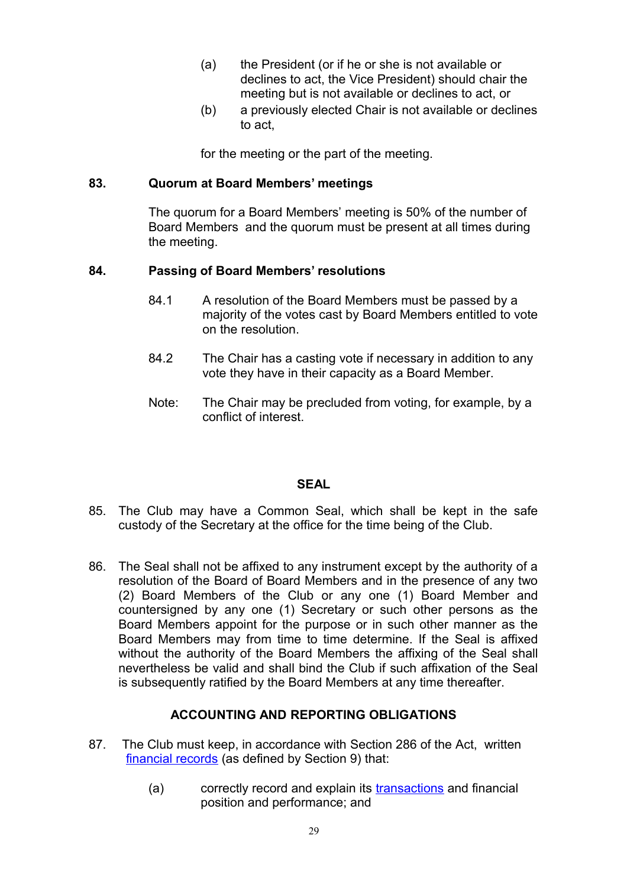(a) the President (or if he or she is not available or declines to act, the Vice President) should chair the meeting but is not available or declines to act, or

(b) a previously elected Chair is not available or declines to act,

for the meeting or the part of the meeting.

**83. Quorum at Board Members' meetings**

The quorum for a Board Members' meeting is 50% of the number of Board Members and the quorum must be present at all times during the meeting.

**84. Passing of Board Members' resolutions**

84.1 A resolution of the Board Members must be passed by a majority of the votes cast by Board Members entitled to vote on the resolution.

84.2 The Chair has a casting vote if necessary in addition to any vote they have in their capacity as a Board Member.

Note: The Chair may be precluded from voting, for example, by a conflict of interest.

## SEAL

85. The Club may have a Common Seal, which shall be kept in the safe custody of the Secretary at the office for the time being of the Club.

86. The Seal shall not be affixed to any instrument except by the authority of a resolution of the Board of Board Members and in the presence of any two (2) Board Members of the Club or any one (1) Board Member and countersigned by any one (1) Secretary or such other persons as the Board Members appoint for the purpose or in such other manner as the Board Members may from time to time determine. If the Seal is affixed without the authority of the Board Members the affixing of the Seal shall nevertheless be valid and shall bind the Club if such affixation of the Seal is subsequently ratified by the Board Members at any time thereafter.

## ACCOUNTING AND REPORTING OBLIGATIONS

87. The Club must keep, in accordance with Section 286 of the Act, written financial records (as defined by Section 9) that:

(a) correctly record and explain its transactions and financial position and performance; and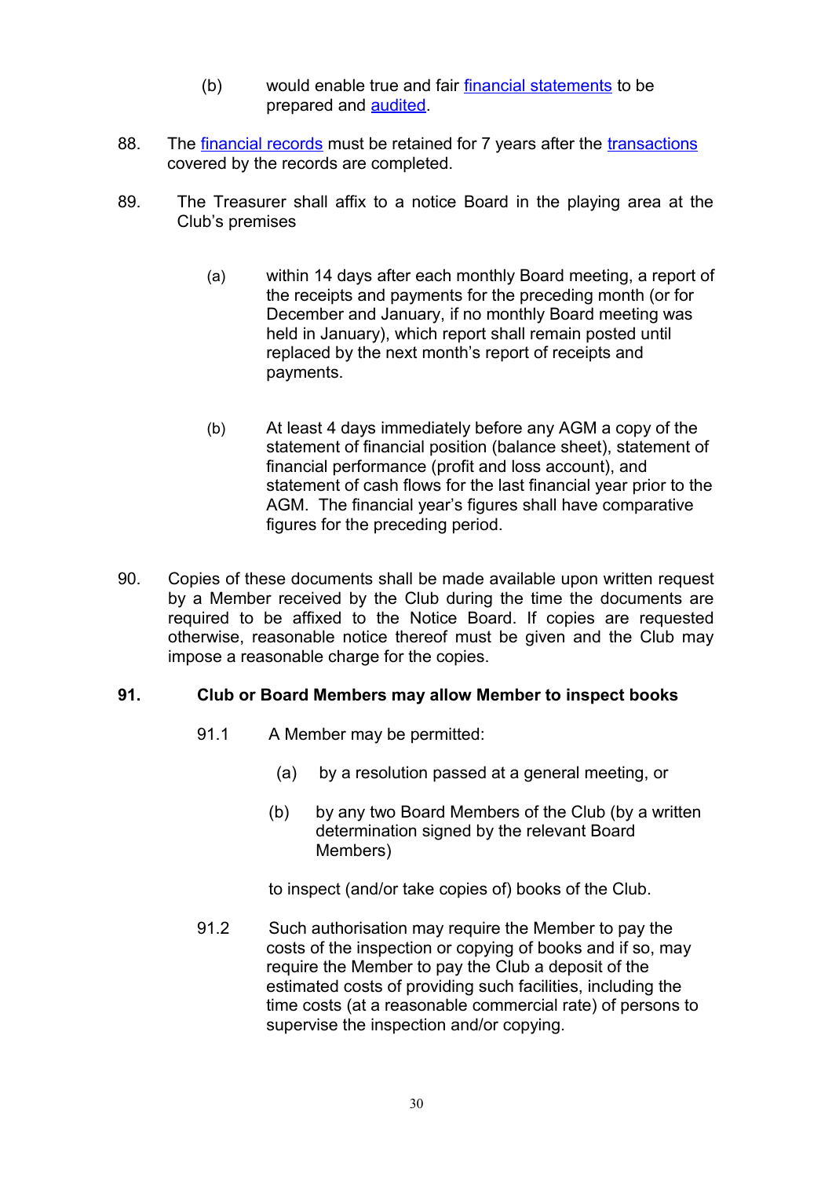(b) would enable true and fair financial statements to be prepared and audited.

88. The financial records must be retained for 7 years after the transactions covered by the records are completed.

89. The Treasurer shall affix to a notice Board in the playing area at the Club's premises

   (a) within 14 days after each monthly Board meeting, a report of the receipts and payments for the preceding month (or for December and January, if no monthly Board meeting was held in January), which report shall remain posted until replaced by the next month's report of receipts and payments.

   (b) At least 4 days immediately before any AGM a copy of the statement of financial position (balance sheet), statement of financial performance (profit and loss account), and statement of cash flows for the last financial year prior to the AGM. The financial year's figures shall have comparative figures for the preceding period.

90. Copies of these documents shall be made available upon written request by a Member received by the Club during the time the documents are required to be affixed to the Notice Board. If copies are requested otherwise, reasonable notice thereof must be given and the Club may impose a reasonable charge for the copies.

**91. Club or Board Members may allow Member to inspect books**

91.1 A Member may be permitted:

   (a) by a resolution passed at a general meeting, or

   (b) by any two Board Members of the Club (by a written determination signed by the relevant Board Members)

   to inspect (and/or take copies of) books of the Club.

91.2 Such authorisation may require the Member to pay the costs of the inspection or copying of books and if so, may require the Member to pay the Club a deposit of the estimated costs of providing such facilities, including the time costs (at a reasonable commercial rate) of persons to supervise the inspection and/or copying.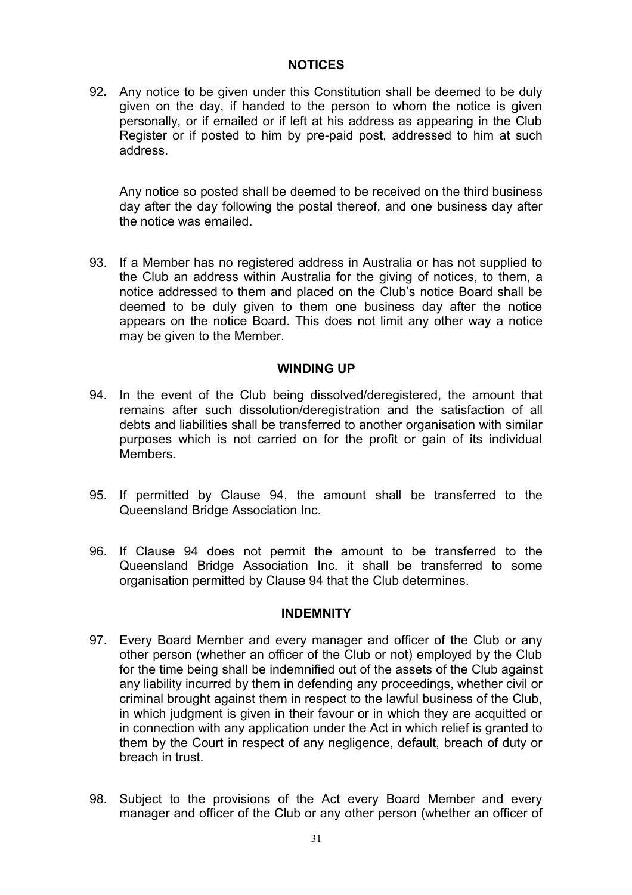## NOTICES

92. Any notice to be given under this Constitution shall be deemed to be duly given on the day, if handed to the person to whom the notice is given personally, or if emailed or if left at his address as appearing in the Club Register or if posted to him by pre-paid post, addressed to him at such address.

    Any notice so posted shall be deemed to be received on the third business day after the day following the postal thereof, and one business day after the notice was emailed.

93. If a Member has no registered address in Australia or has not supplied to the Club an address within Australia for the giving of notices, to them, a notice addressed to them and placed on the Club's notice Board shall be deemed to be duly given to them one business day after the notice appears on the notice Board. This does not limit any other way a notice may be given to the Member.

## WINDING UP

94. In the event of the Club being dissolved/deregistered, the amount that remains after such dissolution/deregistration and the satisfaction of all debts and liabilities shall be transferred to another organisation with similar purposes which is not carried on for the profit or gain of its individual Members.

95. If permitted by Clause 94, the amount shall be transferred to the Queensland Bridge Association Inc.

96. If Clause 94 does not permit the amount to be transferred to the Queensland Bridge Association Inc. it shall be transferred to some organisation permitted by Clause 94 that the Club determines.

## INDEMNITY

97. Every Board Member and every manager and officer of the Club or any other person (whether an officer of the Club or not) employed by the Club for the time being shall be indemnified out of the assets of the Club against any liability incurred by them in defending any proceedings, whether civil or criminal brought against them in respect to the lawful business of the Club, in which judgment is given in their favour or in which they are acquitted or in connection with any application under the Act in which relief is granted to them by the Court in respect of any negligence, default, breach of duty or breach in trust.

98. Subject to the provisions of the Act every Board Member and every manager and officer of the Club or any other person (whether an officer of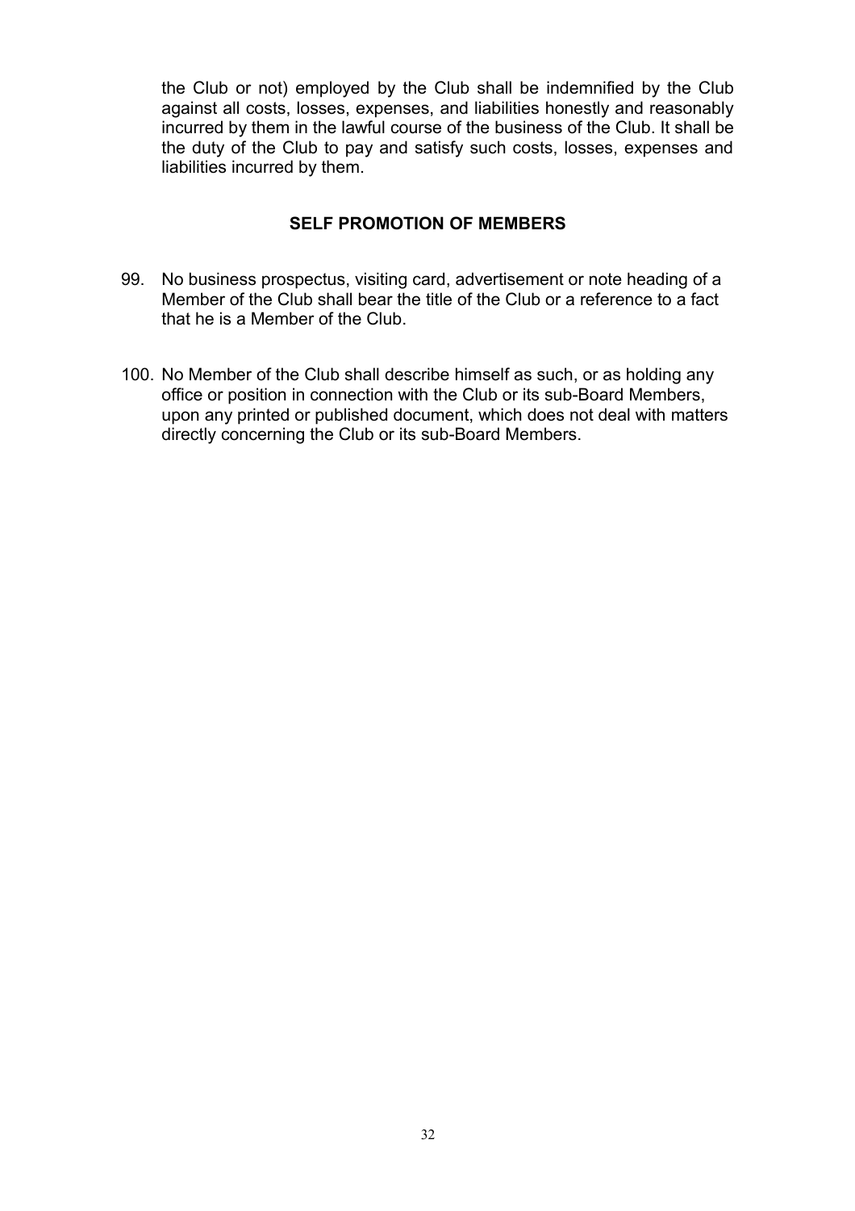the Club or not) employed by the Club shall be indemnified by the Club against all costs, losses, expenses, and liabilities honestly and reasonably incurred by them in the lawful course of the business of the Club. It shall be the duty of the Club to pay and satisfy such costs, losses, expenses and liabilities incurred by them.

## SELF PROMOTION OF MEMBERS

99. No business prospectus, visiting card, advertisement or note heading of a Member of the Club shall bear the title of the Club or a reference to a fact that he is a Member of the Club.

100. No Member of the Club shall describe himself as such, or as holding any office or position in connection with the Club or its sub-Board Members, upon any printed or published document, which does not deal with matters directly concerning the Club or its sub-Board Members.